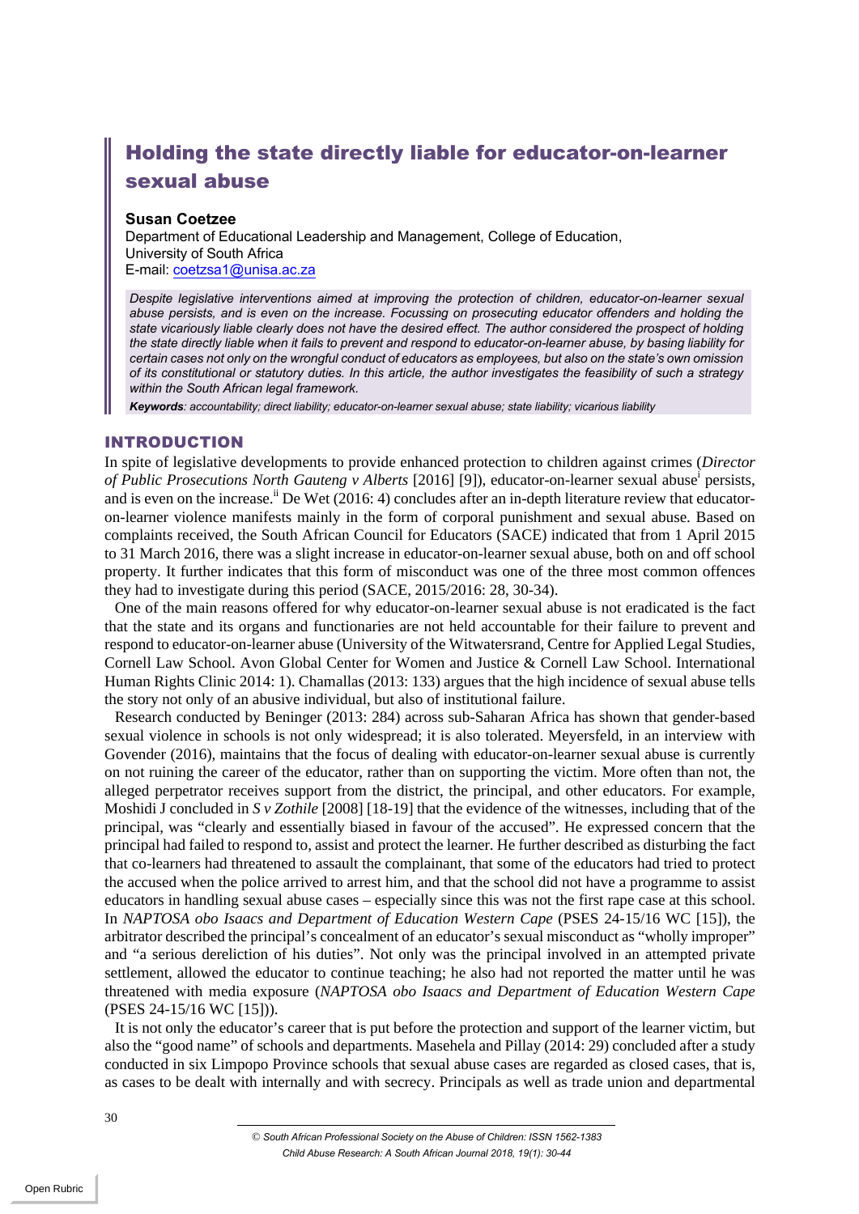# Holding the state directly liable for educator-on-learner sexual abuse

**Susan Coetzee**
Department of Educational Leadership and Management, College of Education, University of South Africa
E-mail: coetzsa1@unisa.ac.za

*Despite legislative interventions aimed at improving the protection of children, educator-on-learner sexual abuse persists, and is even on the increase. Focussing on prosecuting educator offenders and holding the state vicariously liable clearly does not have the desired effect. The author considered the prospect of holding the state directly liable when it fails to prevent and respond to educator-on-learner abuse, by basing liability for certain cases not only on the wrongful conduct of educators as employees, but also on the state's own omission of its constitutional or statutory duties. In this article, the author investigates the feasibility of such a strategy within the South African legal framework.*

***Keywords**: accountability; direct liability; educator-on-learner sexual abuse; state liability; vicarious liability*

## INTRODUCTION

In spite of legislative developments to provide enhanced protection to children against crimes (*Director of Public Prosecutions North Gauteng v Alberts* [2016] [9]), educator-on-learner sexual abuse[i] persists, and is even on the increase.[ii] De Wet (2016: 4) concludes after an in-depth literature review that educator-on-learner violence manifests mainly in the form of corporal punishment and sexual abuse. Based on complaints received, the South African Council for Educators (SACE) indicated that from 1 April 2015 to 31 March 2016, there was a slight increase in educator-on-learner sexual abuse, both on and off school property. It further indicates that this form of misconduct was one of the three most common offences they had to investigate during this period (SACE, 2015/2016: 28, 30-34).

One of the main reasons offered for why educator-on-learner sexual abuse is not eradicated is the fact that the state and its organs and functionaries are not held accountable for their failure to prevent and respond to educator-on-learner abuse (University of the Witwatersrand, Centre for Applied Legal Studies, Cornell Law School. Avon Global Center for Women and Justice & Cornell Law School. International Human Rights Clinic 2014: 1). Chamallas (2013: 133) argues that the high incidence of sexual abuse tells the story not only of an abusive individual, but also of institutional failure.

Research conducted by Beninger (2013: 284) across sub-Saharan Africa has shown that gender-based sexual violence in schools is not only widespread; it is also tolerated. Meyersfeld, in an interview with Govender (2016), maintains that the focus of dealing with educator-on-learner sexual abuse is currently on not ruining the career of the educator, rather than on supporting the victim. More often than not, the alleged perpetrator receives support from the district, the principal, and other educators. For example, Moshidi J concluded in *S v Zothile* [2008] [18-19] that the evidence of the witnesses, including that of the principal, was "clearly and essentially biased in favour of the accused". He expressed concern that the principal had failed to respond to, assist and protect the learner. He further described as disturbing the fact that co-learners had threatened to assault the complainant, that some of the educators had tried to protect the accused when the police arrived to arrest him, and that the school did not have a programme to assist educators in handling sexual abuse cases – especially since this was not the first rape case at this school. In *NAPTOSA obo Isaacs and Department of Education Western Cape* (PSES 24-15/16 WC [15]), the arbitrator described the principal's concealment of an educator's sexual misconduct as "wholly improper" and "a serious dereliction of his duties". Not only was the principal involved in an attempted private settlement, allowed the educator to continue teaching; he also had not reported the matter until he was threatened with media exposure (*NAPTOSA obo Isaacs and Department of Education Western Cape* (PSES 24-15/16 WC [15])).

It is not only the educator's career that is put before the protection and support of the learner victim, but also the "good name" of schools and departments. Masehela and Pillay (2014: 29) concluded after a study conducted in six Limpopo Province schools that sexual abuse cases are regarded as closed cases, that is, as cases to be dealt with internally and with secrecy. Principals as well as trade union and departmental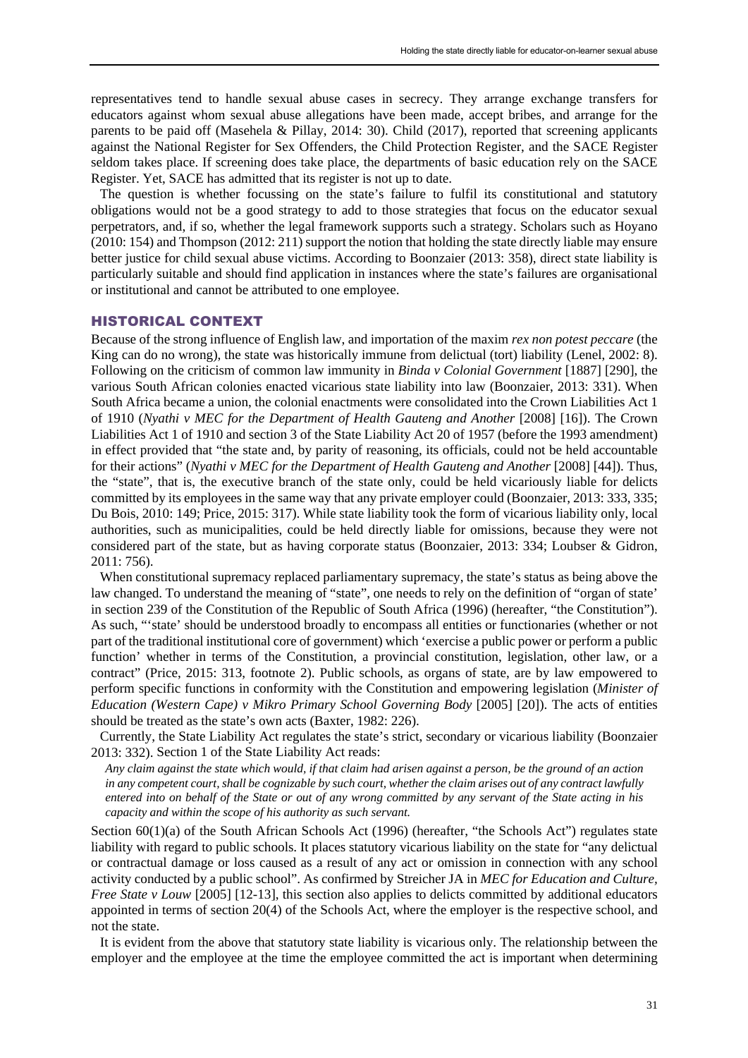representatives tend to handle sexual abuse cases in secrecy. They arrange exchange transfers for educators against whom sexual abuse allegations have been made, accept bribes, and arrange for the parents to be paid off (Masehela & Pillay, 2014: 30). Child (2017), reported that screening applicants against the National Register for Sex Offenders, the Child Protection Register, and the SACE Register seldom takes place. If screening does take place, the departments of basic education rely on the SACE Register. Yet, SACE has admitted that its register is not up to date.

The question is whether focussing on the state's failure to fulfil its constitutional and statutory obligations would not be a good strategy to add to those strategies that focus on the educator sexual perpetrators, and, if so, whether the legal framework supports such a strategy. Scholars such as Hoyano (2010: 154) and Thompson (2012: 211) support the notion that holding the state directly liable may ensure better justice for child sexual abuse victims. According to Boonzaier (2013: 358), direct state liability is particularly suitable and should find application in instances where the state's failures are organisational or institutional and cannot be attributed to one employee.

## HISTORICAL CONTEXT

Because of the strong influence of English law, and importation of the maxim *rex non potest peccare* (the King can do no wrong), the state was historically immune from delictual (tort) liability (Lenel, 2002: 8). Following on the criticism of common law immunity in *Binda v Colonial Government* [1887] [290], the various South African colonies enacted vicarious state liability into law (Boonzaier, 2013: 331). When South Africa became a union, the colonial enactments were consolidated into the Crown Liabilities Act 1 of 1910 (*Nyathi v MEC for the Department of Health Gauteng and Another* [2008] [16]). The Crown Liabilities Act 1 of 1910 and section 3 of the State Liability Act 20 of 1957 (before the 1993 amendment) in effect provided that "the state and, by parity of reasoning, its officials, could not be held accountable for their actions" (*Nyathi v MEC for the Department of Health Gauteng and Another* [2008] [44]). Thus, the "state", that is, the executive branch of the state only, could be held vicariously liable for delicts committed by its employees in the same way that any private employer could (Boonzaier, 2013: 333, 335; Du Bois, 2010: 149; Price, 2015: 317). While state liability took the form of vicarious liability only, local authorities, such as municipalities, could be held directly liable for omissions, because they were not considered part of the state, but as having corporate status (Boonzaier, 2013: 334; Loubser & Gidron, 2011: 756).

When constitutional supremacy replaced parliamentary supremacy, the state's status as being above the law changed. To understand the meaning of "state", one needs to rely on the definition of "organ of state' in section 239 of the Constitution of the Republic of South Africa (1996) (hereafter, "the Constitution"). As such, "'state' should be understood broadly to encompass all entities or functionaries (whether or not part of the traditional institutional core of government) which 'exercise a public power or perform a public function' whether in terms of the Constitution, a provincial constitution, legislation, other law, or a contract" (Price, 2015: 313, footnote 2). Public schools, as organs of state, are by law empowered to perform specific functions in conformity with the Constitution and empowering legislation (*Minister of Education (Western Cape) v Mikro Primary School Governing Body* [2005] [20]). The acts of entities should be treated as the state's own acts (Baxter, 1982: 226).

Currently, the State Liability Act regulates the state's strict, secondary or vicarious liability (Boonzaier 2013: 332). Section 1 of the State Liability Act reads:

> *Any claim against the state which would, if that claim had arisen against a person, be the ground of an action in any competent court, shall be cognizable by such court, whether the claim arises out of any contract lawfully entered into on behalf of the State or out of any wrong committed by any servant of the State acting in his capacity and within the scope of his authority as such servant.*

Section 60(1)(a) of the South African Schools Act (1996) (hereafter, "the Schools Act") regulates state liability with regard to public schools. It places statutory vicarious liability on the state for "any delictual or contractual damage or loss caused as a result of any act or omission in connection with any school activity conducted by a public school". As confirmed by Streicher JA in *MEC for Education and Culture, Free State v Louw* [2005] [12-13], this section also applies to delicts committed by additional educators appointed in terms of section 20(4) of the Schools Act, where the employer is the respective school, and not the state.

It is evident from the above that statutory state liability is vicarious only. The relationship between the employer and the employee at the time the employee committed the act is important when determining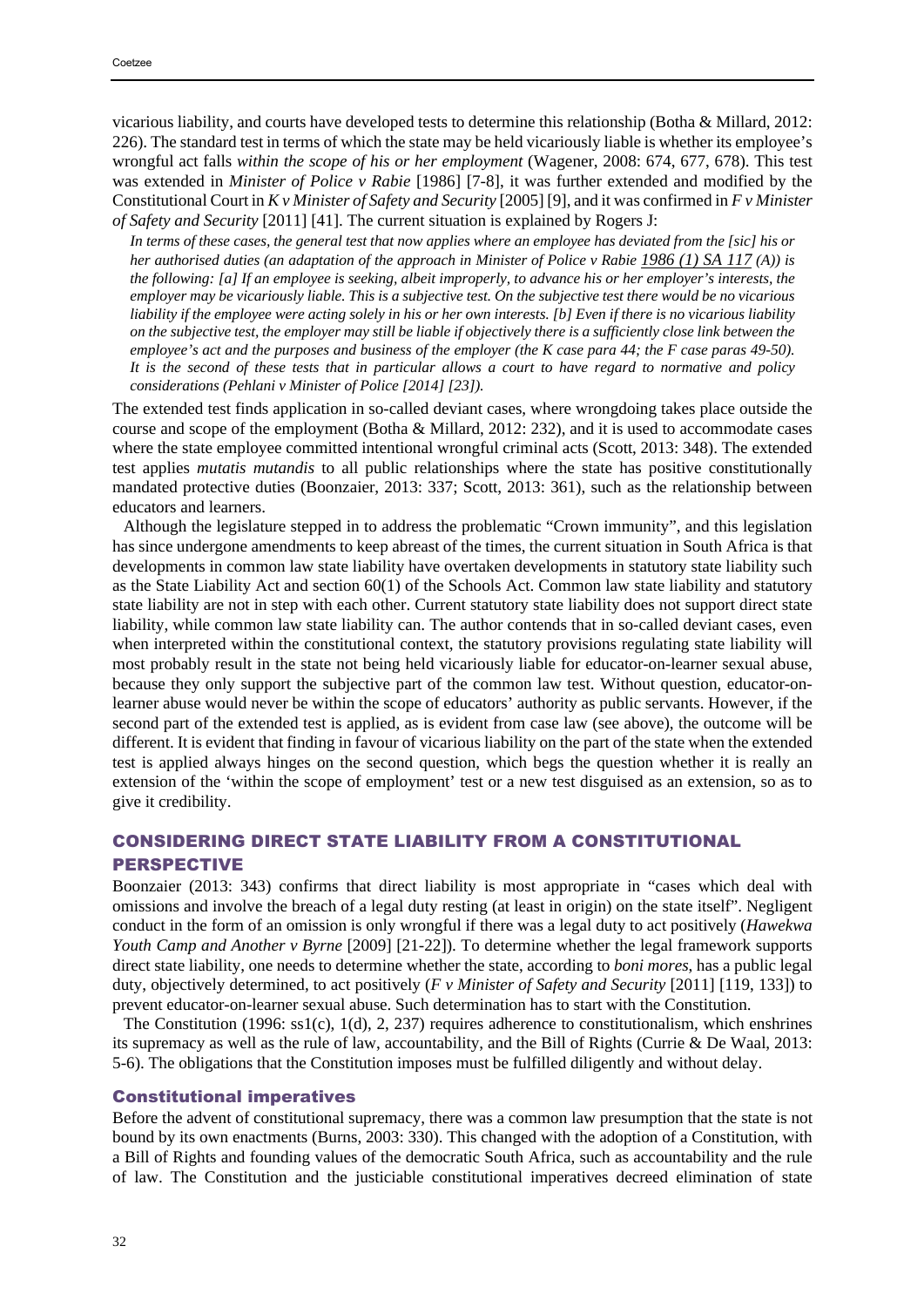vicarious liability, and courts have developed tests to determine this relationship (Botha & Millard, 2012: 226). The standard test in terms of which the state may be held vicariously liable is whether its employee's wrongful act falls *within the scope of his or her employment* (Wagener, 2008: 674, 677, 678). This test was extended in *Minister of Police v Rabie* [1986] [7-8], it was further extended and modified by the Constitutional Court in *K v Minister of Safety and Security* [2005] [9], and it was confirmed in *F v Minister of Safety and Security* [2011] [41]. The current situation is explained by Rogers J:

> *In terms of these cases, the general test that now applies where an employee has deviated from the [sic] his or her authorised duties (an adaptation of the approach in Minister of Police v Rabie 1986 (1) SA 117 (A)) is the following: [a] If an employee is seeking, albeit improperly, to advance his or her employer's interests, the employer may be vicariously liable. This is a subjective test. On the subjective test there would be no vicarious liability if the employee were acting solely in his or her own interests. [b] Even if there is no vicarious liability on the subjective test, the employer may still be liable if objectively there is a sufficiently close link between the employee's act and the purposes and business of the employer (the K case para 44; the F case paras 49-50). It is the second of these tests that in particular allows a court to have regard to normative and policy considerations (Pehlani v Minister of Police [2014] [23]).*

The extended test finds application in so-called deviant cases, where wrongdoing takes place outside the course and scope of the employment (Botha & Millard, 2012: 232), and it is used to accommodate cases where the state employee committed intentional wrongful criminal acts (Scott, 2013: 348). The extended test applies *mutatis mutandis* to all public relationships where the state has positive constitutionally mandated protective duties (Boonzaier, 2013: 337; Scott, 2013: 361), such as the relationship between educators and learners.

Although the legislature stepped in to address the problematic "Crown immunity", and this legislation has since undergone amendments to keep abreast of the times, the current situation in South Africa is that developments in common law state liability have overtaken developments in statutory state liability such as the State Liability Act and section 60(1) of the Schools Act. Common law state liability and statutory state liability are not in step with each other. Current statutory state liability does not support direct state liability, while common law state liability can. The author contends that in so-called deviant cases, even when interpreted within the constitutional context, the statutory provisions regulating state liability will most probably result in the state not being held vicariously liable for educator-on-learner sexual abuse, because they only support the subjective part of the common law test. Without question, educator-on-learner abuse would never be within the scope of educators' authority as public servants. However, if the second part of the extended test is applied, as is evident from case law (see above), the outcome will be different. It is evident that finding in favour of vicarious liability on the part of the state when the extended test is applied always hinges on the second question, which begs the question whether it is really an extension of the 'within the scope of employment' test or a new test disguised as an extension, so as to give it credibility.

## CONSIDERING DIRECT STATE LIABILITY FROM A CONSTITUTIONAL PERSPECTIVE

Boonzaier (2013: 343) confirms that direct liability is most appropriate in "cases which deal with omissions and involve the breach of a legal duty resting (at least in origin) on the state itself". Negligent conduct in the form of an omission is only wrongful if there was a legal duty to act positively (*Hawekwa Youth Camp and Another v Byrne* [2009] [21-22]). To determine whether the legal framework supports direct state liability, one needs to determine whether the state, according to *boni mores*, has a public legal duty, objectively determined, to act positively (*F v Minister of Safety and Security* [2011] [119, 133]) to prevent educator-on-learner sexual abuse. Such determination has to start with the Constitution.

The Constitution (1996: ss1(c), 1(d), 2, 237) requires adherence to constitutionalism, which enshrines its supremacy as well as the rule of law, accountability, and the Bill of Rights (Currie & De Waal, 2013: 5-6). The obligations that the Constitution imposes must be fulfilled diligently and without delay.

### Constitutional imperatives

Before the advent of constitutional supremacy, there was a common law presumption that the state is not bound by its own enactments (Burns, 2003: 330). This changed with the adoption of a Constitution, with a Bill of Rights and founding values of the democratic South Africa, such as accountability and the rule of law. The Constitution and the justiciable constitutional imperatives decreed elimination of state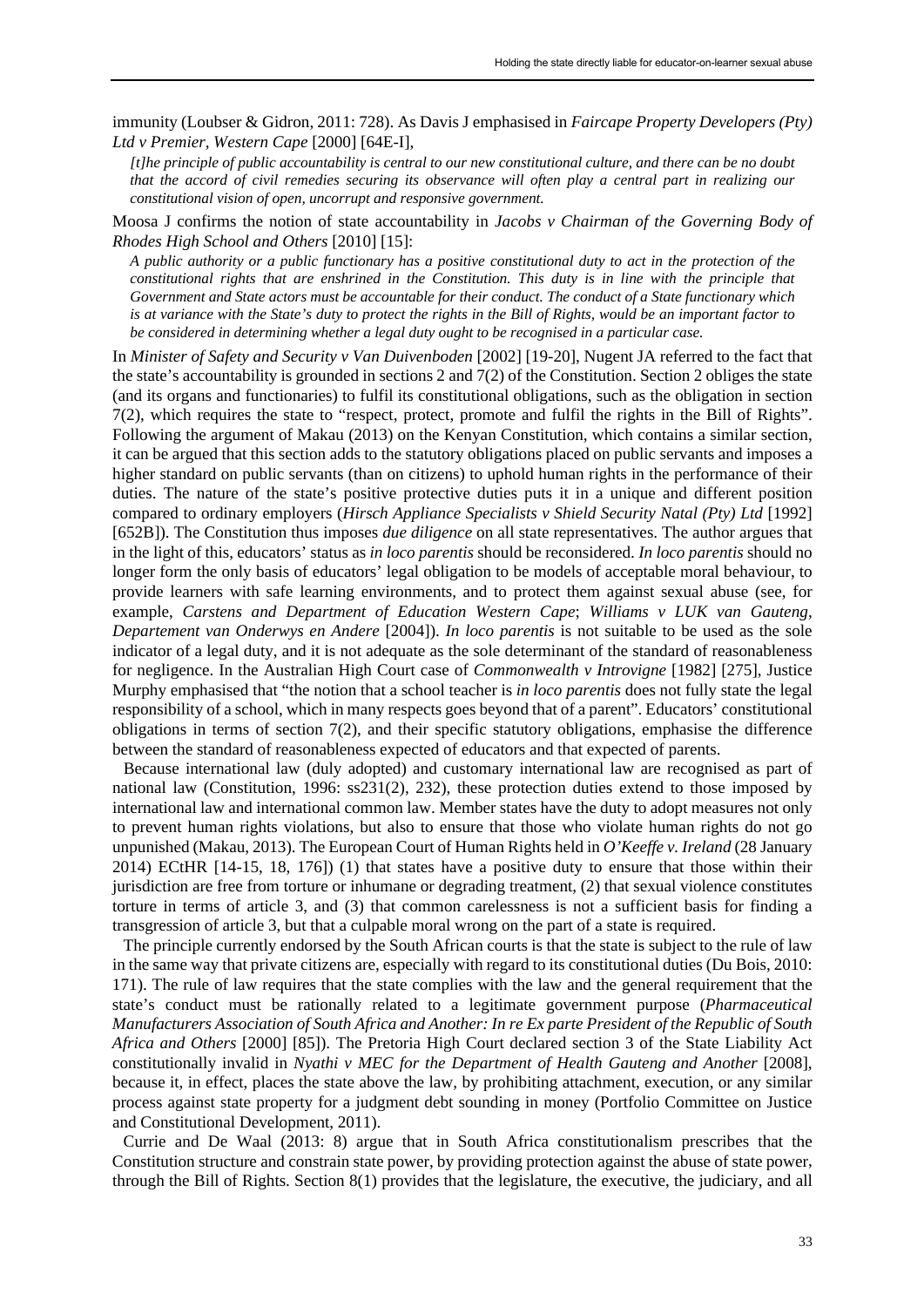immunity (Loubser & Gidron, 2011: 728). As Davis J emphasised in *Faircape Property Developers (Pty) Ltd v Premier, Western Cape* [2000] [64E-I],

> *[t]he principle of public accountability is central to our new constitutional culture, and there can be no doubt that the accord of civil remedies securing its observance will often play a central part in realizing our constitutional vision of open, uncorrupt and responsive government.*

Moosa J confirms the notion of state accountability in *Jacobs v Chairman of the Governing Body of Rhodes High School and Others* [2010] [15]:

> *A public authority or a public functionary has a positive constitutional duty to act in the protection of the constitutional rights that are enshrined in the Constitution. This duty is in line with the principle that Government and State actors must be accountable for their conduct. The conduct of a State functionary which is at variance with the State's duty to protect the rights in the Bill of Rights, would be an important factor to be considered in determining whether a legal duty ought to be recognised in a particular case.*

In *Minister of Safety and Security v Van Duivenboden* [2002] [19-20], Nugent JA referred to the fact that the state's accountability is grounded in sections 2 and 7(2) of the Constitution. Section 2 obliges the state (and its organs and functionaries) to fulfil its constitutional obligations, such as the obligation in section 7(2), which requires the state to "respect, protect, promote and fulfil the rights in the Bill of Rights". Following the argument of Makau (2013) on the Kenyan Constitution, which contains a similar section, it can be argued that this section adds to the statutory obligations placed on public servants and imposes a higher standard on public servants (than on citizens) to uphold human rights in the performance of their duties. The nature of the state's positive protective duties puts it in a unique and different position compared to ordinary employers (*Hirsch Appliance Specialists v Shield Security Natal (Pty) Ltd* [1992] [652B]). The Constitution thus imposes *due diligence* on all state representatives. The author argues that in the light of this, educators' status as *in loco parentis* should be reconsidered. *In loco parentis* should no longer form the only basis of educators' legal obligation to be models of acceptable moral behaviour, to provide learners with safe learning environments, and to protect them against sexual abuse (see, for example, *Carstens and Department of Education Western Cape*; *Williams v LUK van Gauteng, Departement van Onderwys en Andere* [2004]). *In loco parentis* is not suitable to be used as the sole indicator of a legal duty, and it is not adequate as the sole determinant of the standard of reasonableness for negligence. In the Australian High Court case of *Commonwealth v Introvigne* [1982] [275], Justice Murphy emphasised that "the notion that a school teacher is *in loco parentis* does not fully state the legal responsibility of a school, which in many respects goes beyond that of a parent". Educators' constitutional obligations in terms of section 7(2), and their specific statutory obligations, emphasise the difference between the standard of reasonableness expected of educators and that expected of parents.

Because international law (duly adopted) and customary international law are recognised as part of national law (Constitution, 1996: ss231(2), 232), these protection duties extend to those imposed by international law and international common law. Member states have the duty to adopt measures not only to prevent human rights violations, but also to ensure that those who violate human rights do not go unpunished (Makau, 2013). The European Court of Human Rights held in *O'Keeffe v. Ireland* (28 January 2014) ECtHR [14-15, 18, 176]) (1) that states have a positive duty to ensure that those within their jurisdiction are free from torture or inhumane or degrading treatment, (2) that sexual violence constitutes torture in terms of article 3, and (3) that common carelessness is not a sufficient basis for finding a transgression of article 3, but that a culpable moral wrong on the part of a state is required.

The principle currently endorsed by the South African courts is that the state is subject to the rule of law in the same way that private citizens are, especially with regard to its constitutional duties (Du Bois, 2010: 171). The rule of law requires that the state complies with the law and the general requirement that the state's conduct must be rationally related to a legitimate government purpose (*Pharmaceutical Manufacturers Association of South Africa and Another: In re Ex parte President of the Republic of South Africa and Others* [2000] [85]). The Pretoria High Court declared section 3 of the State Liability Act constitutionally invalid in *Nyathi v MEC for the Department of Health Gauteng and Another* [2008], because it, in effect, places the state above the law, by prohibiting attachment, execution, or any similar process against state property for a judgment debt sounding in money (Portfolio Committee on Justice and Constitutional Development, 2011).

Currie and De Waal (2013: 8) argue that in South Africa constitutionalism prescribes that the Constitution structure and constrain state power, by providing protection against the abuse of state power, through the Bill of Rights. Section 8(1) provides that the legislature, the executive, the judiciary, and all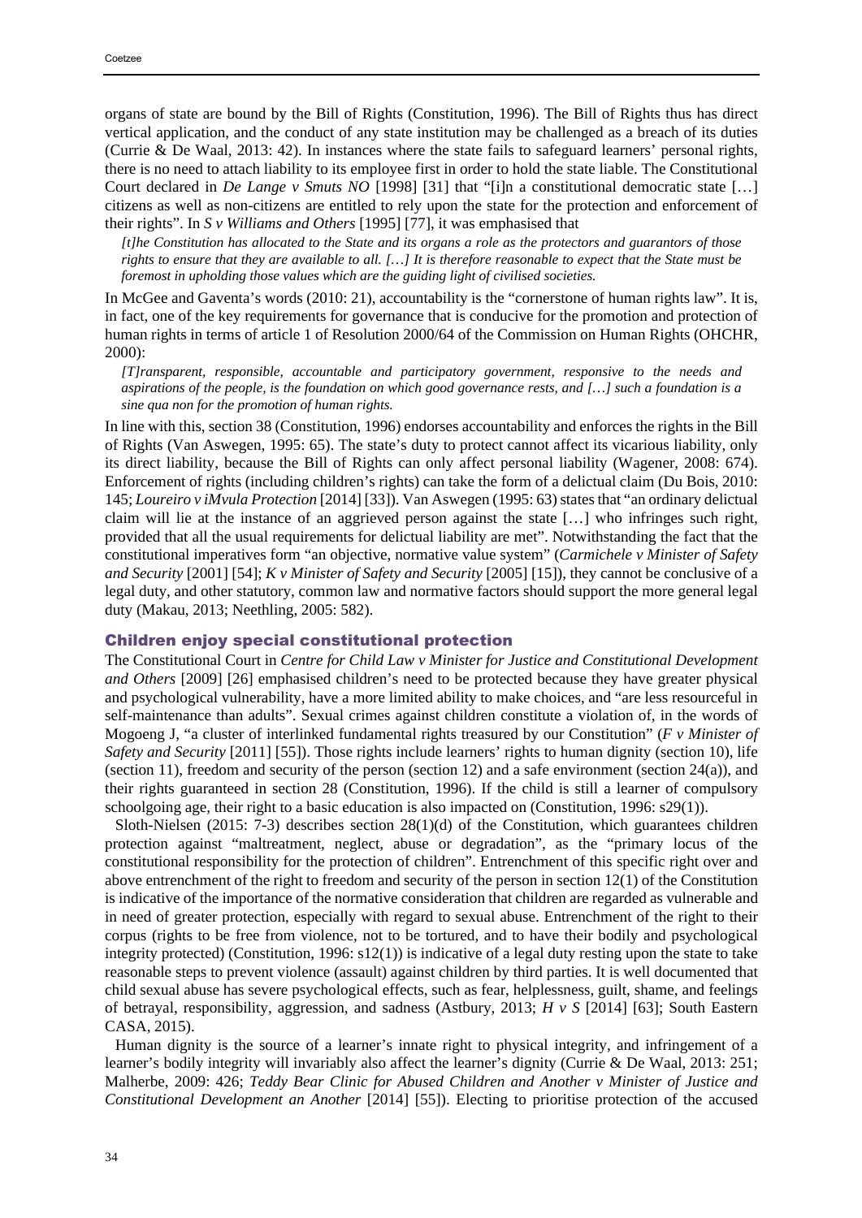organs of state are bound by the Bill of Rights (Constitution, 1996). The Bill of Rights thus has direct vertical application, and the conduct of any state institution may be challenged as a breach of its duties (Currie & De Waal, 2013: 42). In instances where the state fails to safeguard learners' personal rights, there is no need to attach liability to its employee first in order to hold the state liable. The Constitutional Court declared in *De Lange v Smuts NO* [1998] [31] that "[i]n a constitutional democratic state […] citizens as well as non-citizens are entitled to rely upon the state for the protection and enforcement of their rights". In *S v Williams and Others* [1995] [77], it was emphasised that

> *[t]he Constitution has allocated to the State and its organs a role as the protectors and guarantors of those rights to ensure that they are available to all. […] It is therefore reasonable to expect that the State must be foremost in upholding those values which are the guiding light of civilised societies.*

In McGee and Gaventa's words (2010: 21), accountability is the "cornerstone of human rights law". It is, in fact, one of the key requirements for governance that is conducive for the promotion and protection of human rights in terms of article 1 of Resolution 2000/64 of the Commission on Human Rights (OHCHR, 2000):

> *[T]ransparent, responsible, accountable and participatory government, responsive to the needs and aspirations of the people, is the foundation on which good governance rests, and […] such a foundation is a sine qua non for the promotion of human rights.*

In line with this, section 38 (Constitution, 1996) endorses accountability and enforces the rights in the Bill of Rights (Van Aswegen, 1995: 65). The state's duty to protect cannot affect its vicarious liability, only its direct liability, because the Bill of Rights can only affect personal liability (Wagener, 2008: 674). Enforcement of rights (including children's rights) can take the form of a delictual claim (Du Bois, 2010: 145; *Loureiro v iMvula Protection* [2014] [33]). Van Aswegen (1995: 63) states that "an ordinary delictual claim will lie at the instance of an aggrieved person against the state […] who infringes such right, provided that all the usual requirements for delictual liability are met". Notwithstanding the fact that the constitutional imperatives form "an objective, normative value system" (*Carmichele v Minister of Safety and Security* [2001] [54]; *K v Minister of Safety and Security* [2005] [15]), they cannot be conclusive of a legal duty, and other statutory, common law and normative factors should support the more general legal duty (Makau, 2013; Neethling, 2005: 582).

## Children enjoy special constitutional protection

The Constitutional Court in *Centre for Child Law v Minister for Justice and Constitutional Development and Others* [2009] [26] emphasised children's need to be protected because they have greater physical and psychological vulnerability, have a more limited ability to make choices, and "are less resourceful in self-maintenance than adults". Sexual crimes against children constitute a violation of, in the words of Mogoeng J, "a cluster of interlinked fundamental rights treasured by our Constitution" (*F v Minister of Safety and Security* [2011] [55]). Those rights include learners' rights to human dignity (section 10), life (section 11), freedom and security of the person (section 12) and a safe environment (section 24(a)), and their rights guaranteed in section 28 (Constitution, 1996). If the child is still a learner of compulsory schoolgoing age, their right to a basic education is also impacted on (Constitution, 1996: s29(1)).

Sloth-Nielsen (2015: 7-3) describes section 28(1)(d) of the Constitution, which guarantees children protection against "maltreatment, neglect, abuse or degradation", as the "primary locus of the constitutional responsibility for the protection of children". Entrenchment of this specific right over and above entrenchment of the right to freedom and security of the person in section 12(1) of the Constitution is indicative of the importance of the normative consideration that children are regarded as vulnerable and in need of greater protection, especially with regard to sexual abuse. Entrenchment of the right to their corpus (rights to be free from violence, not to be tortured, and to have their bodily and psychological integrity protected) (Constitution, 1996: s12(1)) is indicative of a legal duty resting upon the state to take reasonable steps to prevent violence (assault) against children by third parties. It is well documented that child sexual abuse has severe psychological effects, such as fear, helplessness, guilt, shame, and feelings of betrayal, responsibility, aggression, and sadness (Astbury, 2013; *H v S* [2014] [63]; South Eastern CASA, 2015).

Human dignity is the source of a learner's innate right to physical integrity, and infringement of a learner's bodily integrity will invariably also affect the learner's dignity (Currie & De Waal, 2013: 251; Malherbe, 2009: 426; *Teddy Bear Clinic for Abused Children and Another v Minister of Justice and Constitutional Development an Another* [2014] [55]). Electing to prioritise protection of the accused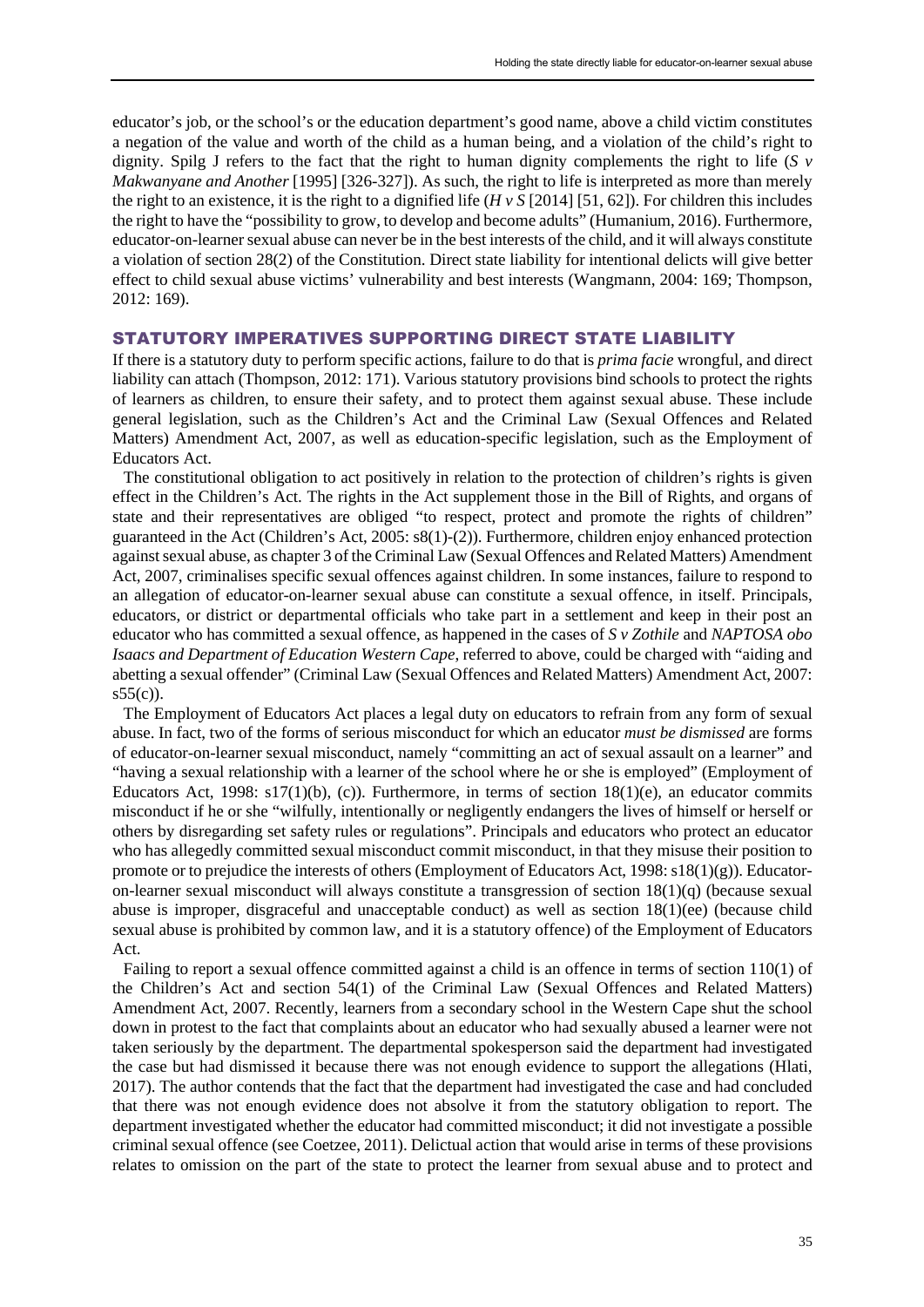educator's job, or the school's or the education department's good name, above a child victim constitutes a negation of the value and worth of the child as a human being, and a violation of the child's right to dignity. Spilg J refers to the fact that the right to human dignity complements the right to life (*S v Makwanyane and Another* [1995] [326-327]). As such, the right to life is interpreted as more than merely the right to an existence, it is the right to a dignified life (*H v S* [2014] [51, 62]). For children this includes the right to have the "possibility to grow, to develop and become adults" (Humanium, 2016). Furthermore, educator-on-learner sexual abuse can never be in the best interests of the child, and it will always constitute a violation of section 28(2) of the Constitution. Direct state liability for intentional delicts will give better effect to child sexual abuse victims' vulnerability and best interests (Wangmann, 2004: 169; Thompson, 2012: 169).

## STATUTORY IMPERATIVES SUPPORTING DIRECT STATE LIABILITY

If there is a statutory duty to perform specific actions, failure to do that is *prima facie* wrongful, and direct liability can attach (Thompson, 2012: 171). Various statutory provisions bind schools to protect the rights of learners as children, to ensure their safety, and to protect them against sexual abuse. These include general legislation, such as the Children's Act and the Criminal Law (Sexual Offences and Related Matters) Amendment Act, 2007, as well as education-specific legislation, such as the Employment of Educators Act.

The constitutional obligation to act positively in relation to the protection of children's rights is given effect in the Children's Act. The rights in the Act supplement those in the Bill of Rights, and organs of state and their representatives are obliged "to respect, protect and promote the rights of children" guaranteed in the Act (Children's Act, 2005: s8(1)-(2)). Furthermore, children enjoy enhanced protection against sexual abuse, as chapter 3 of the Criminal Law (Sexual Offences and Related Matters) Amendment Act, 2007, criminalises specific sexual offences against children. In some instances, failure to respond to an allegation of educator-on-learner sexual abuse can constitute a sexual offence, in itself. Principals, educators, or district or departmental officials who take part in a settlement and keep in their post an educator who has committed a sexual offence, as happened in the cases of *S v Zothile* and *NAPTOSA obo Isaacs and Department of Education Western Cape*, referred to above, could be charged with "aiding and abetting a sexual offender" (Criminal Law (Sexual Offences and Related Matters) Amendment Act, 2007: s55(c)).

The Employment of Educators Act places a legal duty on educators to refrain from any form of sexual abuse. In fact, two of the forms of serious misconduct for which an educator *must be dismissed* are forms of educator-on-learner sexual misconduct, namely "committing an act of sexual assault on a learner" and "having a sexual relationship with a learner of the school where he or she is employed" (Employment of Educators Act, 1998: s17(1)(b), (c)). Furthermore, in terms of section 18(1)(e), an educator commits misconduct if he or she "wilfully, intentionally or negligently endangers the lives of himself or herself or others by disregarding set safety rules or regulations". Principals and educators who protect an educator who has allegedly committed sexual misconduct commit misconduct, in that they misuse their position to promote or to prejudice the interests of others (Employment of Educators Act, 1998: s18(1)(g)). Educator-on-learner sexual misconduct will always constitute a transgression of section 18(1)(q) (because sexual abuse is improper, disgraceful and unacceptable conduct) as well as section 18(1)(ee) (because child sexual abuse is prohibited by common law, and it is a statutory offence) of the Employment of Educators Act.

Failing to report a sexual offence committed against a child is an offence in terms of section 110(1) of the Children's Act and section 54(1) of the Criminal Law (Sexual Offences and Related Matters) Amendment Act, 2007. Recently, learners from a secondary school in the Western Cape shut the school down in protest to the fact that complaints about an educator who had sexually abused a learner were not taken seriously by the department. The departmental spokesperson said the department had investigated the case but had dismissed it because there was not enough evidence to support the allegations (Hlati, 2017). The author contends that the fact that the department had investigated the case and had concluded that there was not enough evidence does not absolve it from the statutory obligation to report. The department investigated whether the educator had committed misconduct; it did not investigate a possible criminal sexual offence (see Coetzee, 2011). Delictual action that would arise in terms of these provisions relates to omission on the part of the state to protect the learner from sexual abuse and to protect and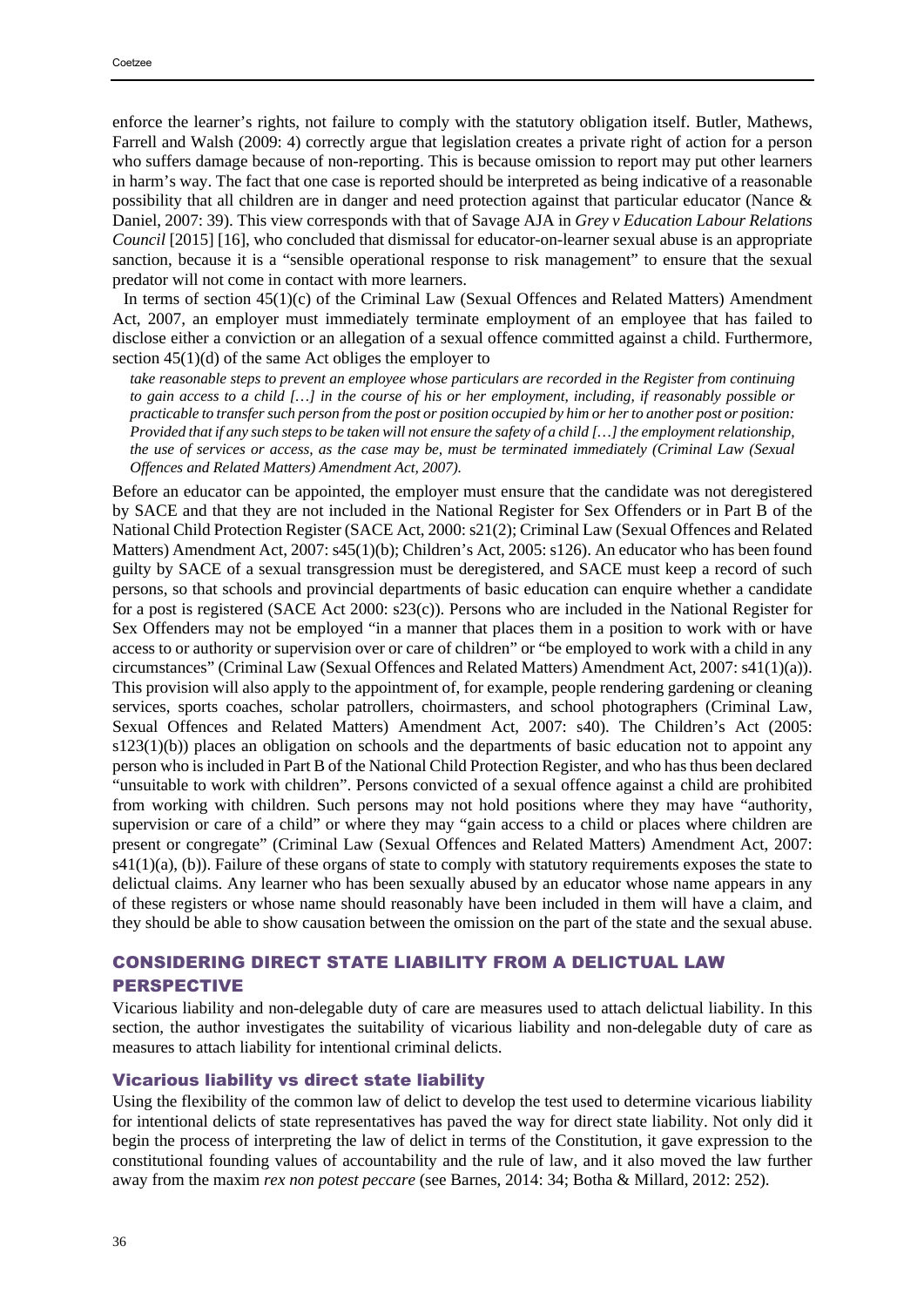enforce the learner's rights, not failure to comply with the statutory obligation itself. Butler, Mathews, Farrell and Walsh (2009: 4) correctly argue that legislation creates a private right of action for a person who suffers damage because of non-reporting. This is because omission to report may put other learners in harm's way. The fact that one case is reported should be interpreted as being indicative of a reasonable possibility that all children are in danger and need protection against that particular educator (Nance & Daniel, 2007: 39). This view corresponds with that of Savage AJA in *Grey v Education Labour Relations Council* [2015] [16], who concluded that dismissal for educator-on-learner sexual abuse is an appropriate sanction, because it is a "sensible operational response to risk management" to ensure that the sexual predator will not come in contact with more learners.

In terms of section 45(1)(c) of the Criminal Law (Sexual Offences and Related Matters) Amendment Act, 2007, an employer must immediately terminate employment of an employee that has failed to disclose either a conviction or an allegation of a sexual offence committed against a child. Furthermore, section 45(1)(d) of the same Act obliges the employer to

> *take reasonable steps to prevent an employee whose particulars are recorded in the Register from continuing to gain access to a child […] in the course of his or her employment, including, if reasonably possible or practicable to transfer such person from the post or position occupied by him or her to another post or position: Provided that if any such steps to be taken will not ensure the safety of a child […] the employment relationship, the use of services or access, as the case may be, must be terminated immediately (Criminal Law (Sexual Offences and Related Matters) Amendment Act, 2007).*

Before an educator can be appointed, the employer must ensure that the candidate was not deregistered by SACE and that they are not included in the National Register for Sex Offenders or in Part B of the National Child Protection Register (SACE Act, 2000: s21(2); Criminal Law (Sexual Offences and Related Matters) Amendment Act, 2007: s45(1)(b); Children's Act, 2005: s126). An educator who has been found guilty by SACE of a sexual transgression must be deregistered, and SACE must keep a record of such persons, so that schools and provincial departments of basic education can enquire whether a candidate for a post is registered (SACE Act 2000: s23(c)). Persons who are included in the National Register for Sex Offenders may not be employed "in a manner that places them in a position to work with or have access to or authority or supervision over or care of children" or "be employed to work with a child in any circumstances" (Criminal Law (Sexual Offences and Related Matters) Amendment Act, 2007: s41(1)(a)). This provision will also apply to the appointment of, for example, people rendering gardening or cleaning services, sports coaches, scholar patrollers, choirmasters, and school photographers (Criminal Law, Sexual Offences and Related Matters) Amendment Act, 2007: s40). The Children's Act (2005: s123(1)(b)) places an obligation on schools and the departments of basic education not to appoint any person who is included in Part B of the National Child Protection Register, and who has thus been declared "unsuitable to work with children". Persons convicted of a sexual offence against a child are prohibited from working with children. Such persons may not hold positions where they may have "authority, supervision or care of a child" or where they may "gain access to a child or places where children are present or congregate" (Criminal Law (Sexual Offences and Related Matters) Amendment Act, 2007: s41(1)(a), (b)). Failure of these organs of state to comply with statutory requirements exposes the state to delictual claims. Any learner who has been sexually abused by an educator whose name appears in any of these registers or whose name should reasonably have been included in them will have a claim, and they should be able to show causation between the omission on the part of the state and the sexual abuse.

## CONSIDERING DIRECT STATE LIABILITY FROM A DELICTUAL LAW PERSPECTIVE

Vicarious liability and non-delegable duty of care are measures used to attach delictual liability. In this section, the author investigates the suitability of vicarious liability and non-delegable duty of care as measures to attach liability for intentional criminal delicts.

### Vicarious liability vs direct state liability

Using the flexibility of the common law of delict to develop the test used to determine vicarious liability for intentional delicts of state representatives has paved the way for direct state liability. Not only did it begin the process of interpreting the law of delict in terms of the Constitution, it gave expression to the constitutional founding values of accountability and the rule of law, and it also moved the law further away from the maxim *rex non potest peccare* (see Barnes, 2014: 34; Botha & Millard, 2012: 252).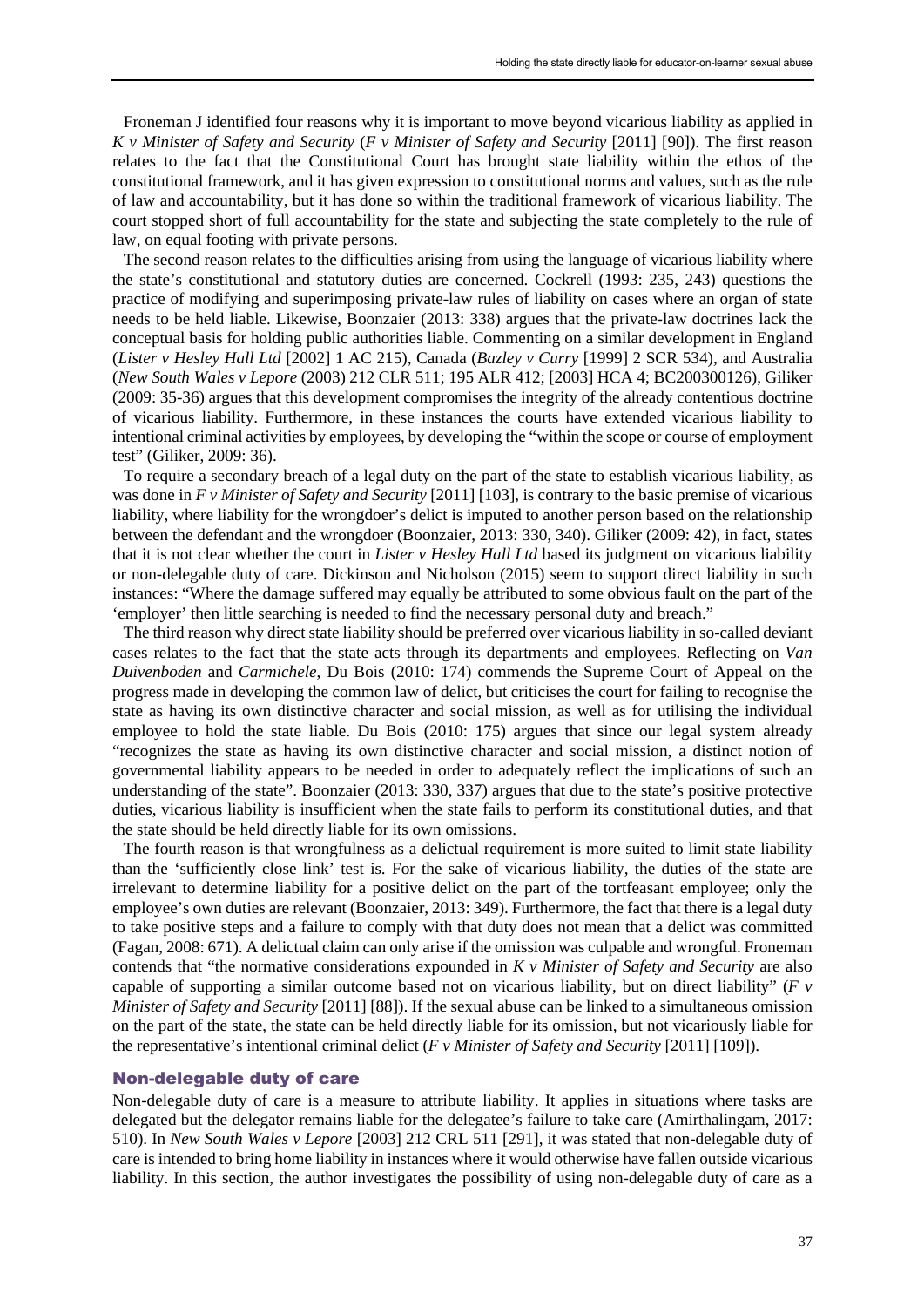Froneman J identified four reasons why it is important to move beyond vicarious liability as applied in *K v Minister of Safety and Security* (*F v Minister of Safety and Security* [2011] [90]). The first reason relates to the fact that the Constitutional Court has brought state liability within the ethos of the constitutional framework, and it has given expression to constitutional norms and values, such as the rule of law and accountability, but it has done so within the traditional framework of vicarious liability. The court stopped short of full accountability for the state and subjecting the state completely to the rule of law, on equal footing with private persons.

The second reason relates to the difficulties arising from using the language of vicarious liability where the state's constitutional and statutory duties are concerned. Cockrell (1993: 235, 243) questions the practice of modifying and superimposing private-law rules of liability on cases where an organ of state needs to be held liable. Likewise, Boonzaier (2013: 338) argues that the private-law doctrines lack the conceptual basis for holding public authorities liable. Commenting on a similar development in England (*Lister v Hesley Hall Ltd* [2002] 1 AC 215), Canada (*Bazley v Curry* [1999] 2 SCR 534), and Australia (*New South Wales v Lepore* (2003) 212 CLR 511; 195 ALR 412; [2003] HCA 4; BC200300126), Giliker (2009: 35-36) argues that this development compromises the integrity of the already contentious doctrine of vicarious liability. Furthermore, in these instances the courts have extended vicarious liability to intentional criminal activities by employees, by developing the "within the scope or course of employment test" (Giliker, 2009: 36).

To require a secondary breach of a legal duty on the part of the state to establish vicarious liability, as was done in *F v Minister of Safety and Security* [2011] [103], is contrary to the basic premise of vicarious liability, where liability for the wrongdoer's delict is imputed to another person based on the relationship between the defendant and the wrongdoer (Boonzaier, 2013: 330, 340). Giliker (2009: 42), in fact, states that it is not clear whether the court in *Lister v Hesley Hall Ltd* based its judgment on vicarious liability or non-delegable duty of care. Dickinson and Nicholson (2015) seem to support direct liability in such instances: "Where the damage suffered may equally be attributed to some obvious fault on the part of the 'employer' then little searching is needed to find the necessary personal duty and breach."

The third reason why direct state liability should be preferred over vicarious liability in so-called deviant cases relates to the fact that the state acts through its departments and employees. Reflecting on *Van Duivenboden* and *Carmichele*, Du Bois (2010: 174) commends the Supreme Court of Appeal on the progress made in developing the common law of delict, but criticises the court for failing to recognise the state as having its own distinctive character and social mission, as well as for utilising the individual employee to hold the state liable. Du Bois (2010: 175) argues that since our legal system already "recognizes the state as having its own distinctive character and social mission, a distinct notion of governmental liability appears to be needed in order to adequately reflect the implications of such an understanding of the state". Boonzaier (2013: 330, 337) argues that due to the state's positive protective duties, vicarious liability is insufficient when the state fails to perform its constitutional duties, and that the state should be held directly liable for its own omissions.

The fourth reason is that wrongfulness as a delictual requirement is more suited to limit state liability than the 'sufficiently close link' test is. For the sake of vicarious liability, the duties of the state are irrelevant to determine liability for a positive delict on the part of the tortfeasant employee; only the employee's own duties are relevant (Boonzaier, 2013: 349). Furthermore, the fact that there is a legal duty to take positive steps and a failure to comply with that duty does not mean that a delict was committed (Fagan, 2008: 671). A delictual claim can only arise if the omission was culpable and wrongful. Froneman contends that "the normative considerations expounded in *K v Minister of Safety and Security* are also capable of supporting a similar outcome based not on vicarious liability, but on direct liability" (*F v Minister of Safety and Security* [2011] [88]). If the sexual abuse can be linked to a simultaneous omission on the part of the state, the state can be held directly liable for its omission, but not vicariously liable for the representative's intentional criminal delict (*F v Minister of Safety and Security* [2011] [109]).

## Non-delegable duty of care

Non-delegable duty of care is a measure to attribute liability. It applies in situations where tasks are delegated but the delegator remains liable for the delegatee's failure to take care (Amirthalingam, 2017: 510). In *New South Wales v Lepore* [2003] 212 CRL 511 [291], it was stated that non-delegable duty of care is intended to bring home liability in instances where it would otherwise have fallen outside vicarious liability. In this section, the author investigates the possibility of using non-delegable duty of care as a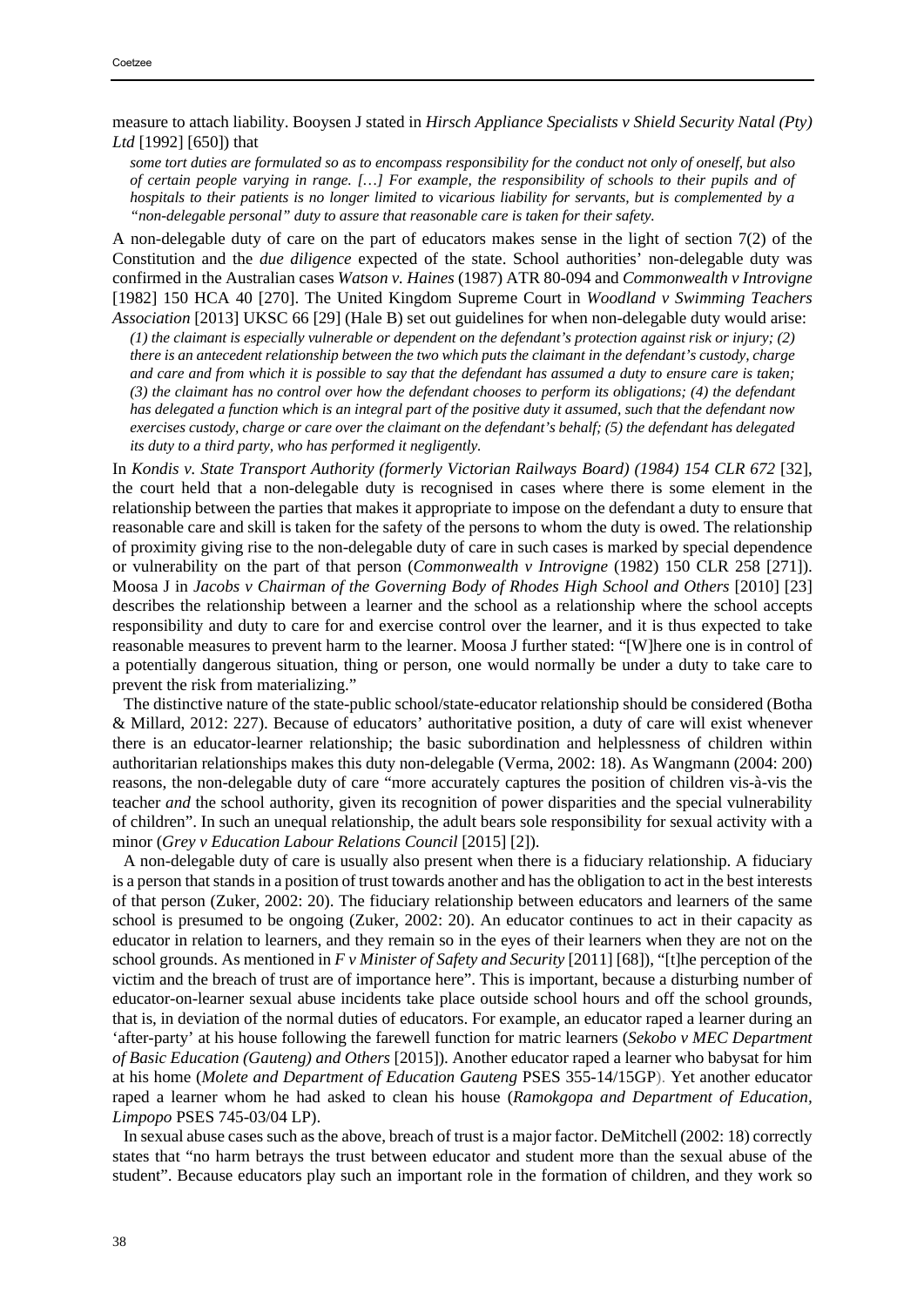measure to attach liability. Booysen J stated in *Hirsch Appliance Specialists v Shield Security Natal (Pty) Ltd* [1992] [650]) that

> *some tort duties are formulated so as to encompass responsibility for the conduct not only of oneself, but also of certain people varying in range. […] For example, the responsibility of schools to their pupils and of hospitals to their patients is no longer limited to vicarious liability for servants, but is complemented by a "non-delegable personal" duty to assure that reasonable care is taken for their safety.*

A non-delegable duty of care on the part of educators makes sense in the light of section 7(2) of the Constitution and the *due diligence* expected of the state. School authorities' non-delegable duty was confirmed in the Australian cases *Watson v. Haines* (1987) ATR 80-094 and *Commonwealth v Introvigne* [1982] 150 HCA 40 [270]. The United Kingdom Supreme Court in *Woodland v Swimming Teachers Association* [2013] UKSC 66 [29] (Hale B) set out guidelines for when non-delegable duty would arise:

> *(1) the claimant is especially vulnerable or dependent on the defendant's protection against risk or injury; (2) there is an antecedent relationship between the two which puts the claimant in the defendant's custody, charge and care and from which it is possible to say that the defendant has assumed a duty to ensure care is taken; (3) the claimant has no control over how the defendant chooses to perform its obligations; (4) the defendant has delegated a function which is an integral part of the positive duty it assumed, such that the defendant now exercises custody, charge or care over the claimant on the defendant's behalf; (5) the defendant has delegated its duty to a third party, who has performed it negligently.*

In *Kondis v. State Transport Authority (formerly Victorian Railways Board) (1984) 154 CLR 672* [32], the court held that a non-delegable duty is recognised in cases where there is some element in the relationship between the parties that makes it appropriate to impose on the defendant a duty to ensure that reasonable care and skill is taken for the safety of the persons to whom the duty is owed. The relationship of proximity giving rise to the non-delegable duty of care in such cases is marked by special dependence or vulnerability on the part of that person (*Commonwealth v Introvigne* (1982) 150 CLR 258 [271]). Moosa J in *Jacobs v Chairman of the Governing Body of Rhodes High School and Others* [2010] [23] describes the relationship between a learner and the school as a relationship where the school accepts responsibility and duty to care for and exercise control over the learner, and it is thus expected to take reasonable measures to prevent harm to the learner. Moosa J further stated: "[W]here one is in control of a potentially dangerous situation, thing or person, one would normally be under a duty to take care to prevent the risk from materializing."

The distinctive nature of the state-public school/state-educator relationship should be considered (Botha & Millard, 2012: 227). Because of educators' authoritative position, a duty of care will exist whenever there is an educator-learner relationship; the basic subordination and helplessness of children within authoritarian relationships makes this duty non-delegable (Verma, 2002: 18). As Wangmann (2004: 200) reasons, the non-delegable duty of care "more accurately captures the position of children vis-à-vis the teacher *and* the school authority, given its recognition of power disparities and the special vulnerability of children". In such an unequal relationship, the adult bears sole responsibility for sexual activity with a minor (*Grey v Education Labour Relations Council* [2015] [2]).

A non-delegable duty of care is usually also present when there is a fiduciary relationship. A fiduciary is a person that stands in a position of trust towards another and has the obligation to act in the best interests of that person (Zuker, 2002: 20). The fiduciary relationship between educators and learners of the same school is presumed to be ongoing (Zuker, 2002: 20). An educator continues to act in their capacity as educator in relation to learners, and they remain so in the eyes of their learners when they are not on the school grounds. As mentioned in *F v Minister of Safety and Security* [2011] [68]), "[t]he perception of the victim and the breach of trust are of importance here". This is important, because a disturbing number of educator-on-learner sexual abuse incidents take place outside school hours and off the school grounds, that is, in deviation of the normal duties of educators. For example, an educator raped a learner during an 'after-party' at his house following the farewell function for matric learners (*Sekobo v MEC Department of Basic Education (Gauteng) and Others* [2015]). Another educator raped a learner who babysat for him at his home (*Molete and Department of Education Gauteng* PSES 355-14/15GP). Yet another educator raped a learner whom he had asked to clean his house (*Ramokgopa and Department of Education, Limpopo* PSES 745-03/04 LP).

In sexual abuse cases such as the above, breach of trust is a major factor. DeMitchell (2002: 18) correctly states that "no harm betrays the trust between educator and student more than the sexual abuse of the student". Because educators play such an important role in the formation of children, and they work so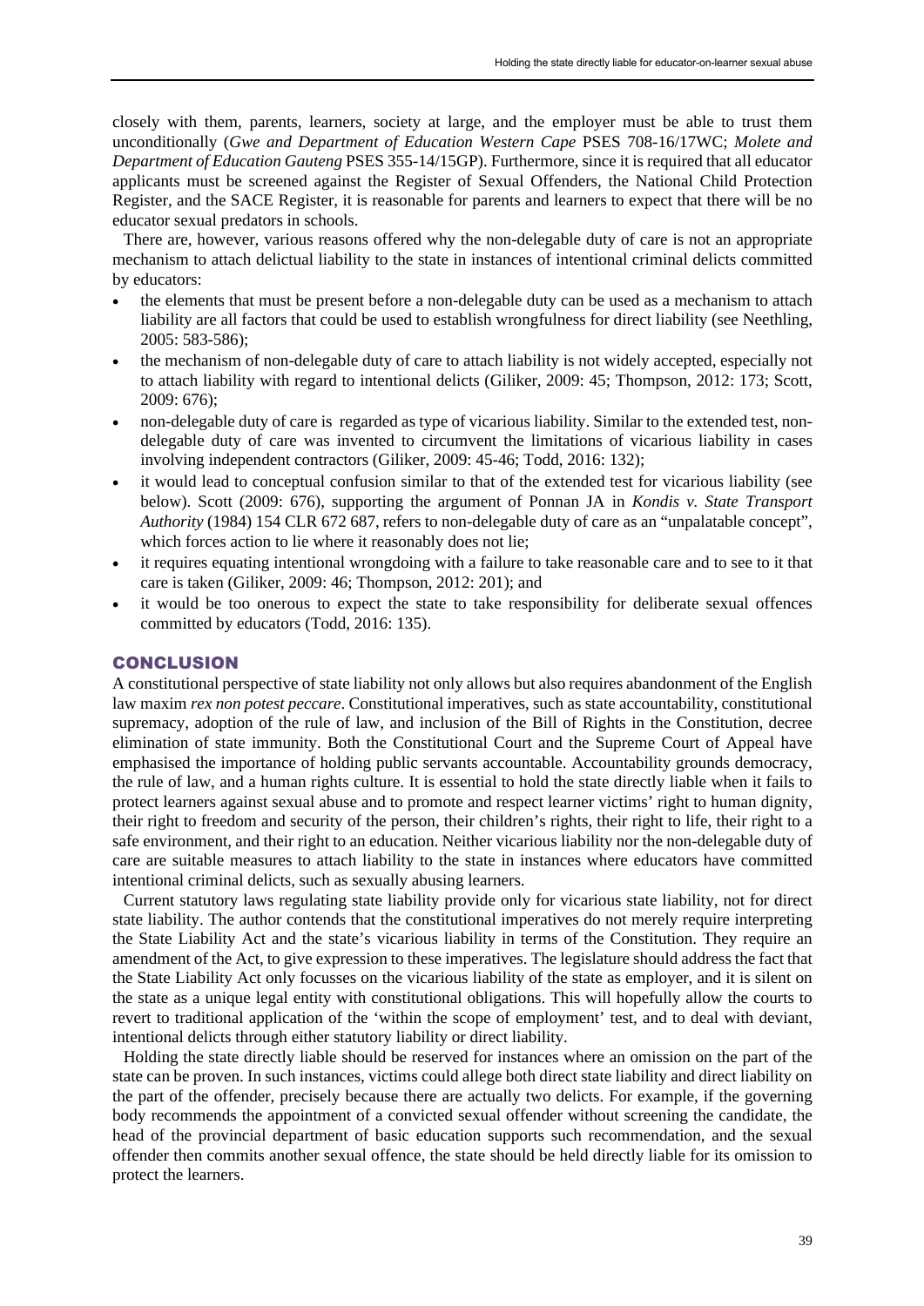closely with them, parents, learners, society at large, and the employer must be able to trust them unconditionally (*Gwe and Department of Education Western Cape* PSES 708-16/17WC; *Molete and Department of Education Gauteng* PSES 355-14/15GP). Furthermore, since it is required that all educator applicants must be screened against the Register of Sexual Offenders, the National Child Protection Register, and the SACE Register, it is reasonable for parents and learners to expect that there will be no educator sexual predators in schools.

There are, however, various reasons offered why the non-delegable duty of care is not an appropriate mechanism to attach delictual liability to the state in instances of intentional criminal delicts committed by educators:

- the elements that must be present before a non-delegable duty can be used as a mechanism to attach liability are all factors that could be used to establish wrongfulness for direct liability (see Neethling, 2005: 583-586);
- the mechanism of non-delegable duty of care to attach liability is not widely accepted, especially not to attach liability with regard to intentional delicts (Giliker, 2009: 45; Thompson, 2012: 173; Scott, 2009: 676);
- non-delegable duty of care is regarded as type of vicarious liability. Similar to the extended test, non-delegable duty of care was invented to circumvent the limitations of vicarious liability in cases involving independent contractors (Giliker, 2009: 45-46; Todd, 2016: 132);
- it would lead to conceptual confusion similar to that of the extended test for vicarious liability (see below). Scott (2009: 676), supporting the argument of Ponnan JA in *Kondis v. State Transport Authority* (1984) 154 CLR 672 687, refers to non-delegable duty of care as an "unpalatable concept", which forces action to lie where it reasonably does not lie;
- it requires equating intentional wrongdoing with a failure to take reasonable care and to see to it that care is taken (Giliker, 2009: 46; Thompson, 2012: 201); and
- it would be too onerous to expect the state to take responsibility for deliberate sexual offences committed by educators (Todd, 2016: 135).

## CONCLUSION

A constitutional perspective of state liability not only allows but also requires abandonment of the English law maxim *rex non potest peccare*. Constitutional imperatives, such as state accountability, constitutional supremacy, adoption of the rule of law, and inclusion of the Bill of Rights in the Constitution, decree elimination of state immunity. Both the Constitutional Court and the Supreme Court of Appeal have emphasised the importance of holding public servants accountable. Accountability grounds democracy, the rule of law, and a human rights culture. It is essential to hold the state directly liable when it fails to protect learners against sexual abuse and to promote and respect learner victims' right to human dignity, their right to freedom and security of the person, their children's rights, their right to life, their right to a safe environment, and their right to an education. Neither vicarious liability nor the non-delegable duty of care are suitable measures to attach liability to the state in instances where educators have committed intentional criminal delicts, such as sexually abusing learners.

Current statutory laws regulating state liability provide only for vicarious state liability, not for direct state liability. The author contends that the constitutional imperatives do not merely require interpreting the State Liability Act and the state's vicarious liability in terms of the Constitution. They require an amendment of the Act, to give expression to these imperatives. The legislature should address the fact that the State Liability Act only focusses on the vicarious liability of the state as employer, and it is silent on the state as a unique legal entity with constitutional obligations. This will hopefully allow the courts to revert to traditional application of the 'within the scope of employment' test, and to deal with deviant, intentional delicts through either statutory liability or direct liability.

Holding the state directly liable should be reserved for instances where an omission on the part of the state can be proven. In such instances, victims could allege both direct state liability and direct liability on the part of the offender, precisely because there are actually two delicts. For example, if the governing body recommends the appointment of a convicted sexual offender without screening the candidate, the head of the provincial department of basic education supports such recommendation, and the sexual offender then commits another sexual offence, the state should be held directly liable for its omission to protect the learners.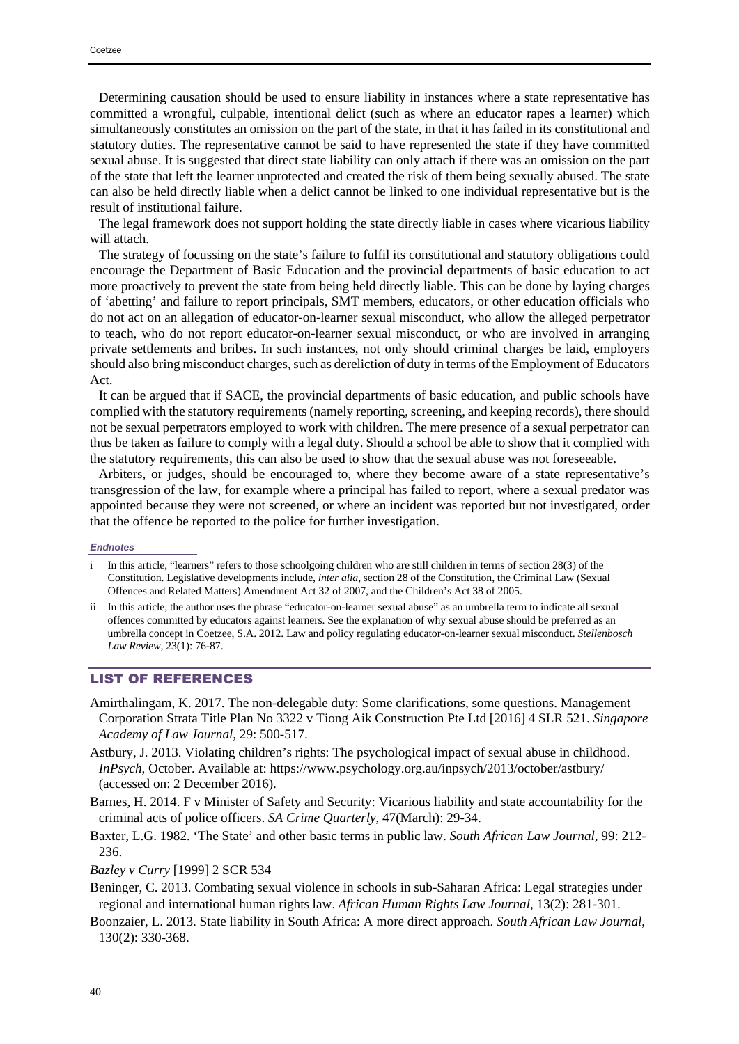Determining causation should be used to ensure liability in instances where a state representative has committed a wrongful, culpable, intentional delict (such as where an educator rapes a learner) which simultaneously constitutes an omission on the part of the state, in that it has failed in its constitutional and statutory duties. The representative cannot be said to have represented the state if they have committed sexual abuse. It is suggested that direct state liability can only attach if there was an omission on the part of the state that left the learner unprotected and created the risk of them being sexually abused. The state can also be held directly liable when a delict cannot be linked to one individual representative but is the result of institutional failure.

The legal framework does not support holding the state directly liable in cases where vicarious liability will attach.

The strategy of focussing on the state's failure to fulfil its constitutional and statutory obligations could encourage the Department of Basic Education and the provincial departments of basic education to act more proactively to prevent the state from being held directly liable. This can be done by laying charges of 'abetting' and failure to report principals, SMT members, educators, or other education officials who do not act on an allegation of educator-on-learner sexual misconduct, who allow the alleged perpetrator to teach, who do not report educator-on-learner sexual misconduct, or who are involved in arranging private settlements and bribes. In such instances, not only should criminal charges be laid, employers should also bring misconduct charges, such as dereliction of duty in terms of the Employment of Educators Act.

It can be argued that if SACE, the provincial departments of basic education, and public schools have complied with the statutory requirements (namely reporting, screening, and keeping records), there should not be sexual perpetrators employed to work with children. The mere presence of a sexual perpetrator can thus be taken as failure to comply with a legal duty. Should a school be able to show that it complied with the statutory requirements, this can also be used to show that the sexual abuse was not foreseeable.

Arbiters, or judges, should be encouraged to, where they become aware of a state representative's transgression of the law, for example where a principal has failed to report, where a sexual predator was appointed because they were not screened, or where an incident was reported but not investigated, order that the offence be reported to the police for further investigation.

#### Endnotes

i In this article, "learners" refers to those schoolgoing children who are still children in terms of section 28(3) of the Constitution. Legislative developments include, *inter alia*, section 28 of the Constitution, the Criminal Law (Sexual Offences and Related Matters) Amendment Act 32 of 2007, and the Children's Act 38 of 2005.

ii In this article, the author uses the phrase "educator-on-learner sexual abuse" as an umbrella term to indicate all sexual offences committed by educators against learners. See the explanation of why sexual abuse should be preferred as an umbrella concept in Coetzee, S.A. 2012. Law and policy regulating educator-on-learner sexual misconduct. *Stellenbosch Law Review*, 23(1): 76-87.

## LIST OF REFERENCES

Amirthalingam, K. 2017. The non-delegable duty: Some clarifications, some questions. Management Corporation Strata Title Plan No 3322 v Tiong Aik Construction Pte Ltd [2016] 4 SLR 521. *Singapore Academy of Law Journal*, 29: 500-517.

Astbury, J. 2013. Violating children's rights: The psychological impact of sexual abuse in childhood. *InPsych*, October. Available at: https://www.psychology.org.au/inpsych/2013/october/astbury/ (accessed on: 2 December 2016).

Barnes, H. 2014. F v Minister of Safety and Security: Vicarious liability and state accountability for the criminal acts of police officers. *SA Crime Quarterly*, 47(March): 29-34.

Baxter, L.G. 1982. 'The State' and other basic terms in public law. *South African Law Journal*, 99: 212-236.

*Bazley v Curry* [1999] 2 SCR 534

Beninger, C. 2013. Combating sexual violence in schools in sub-Saharan Africa: Legal strategies under regional and international human rights law. *African Human Rights Law Journal*, 13(2): 281-301.

Boonzaier, L. 2013. State liability in South Africa: A more direct approach. *South African Law Journal*, 130(2): 330-368.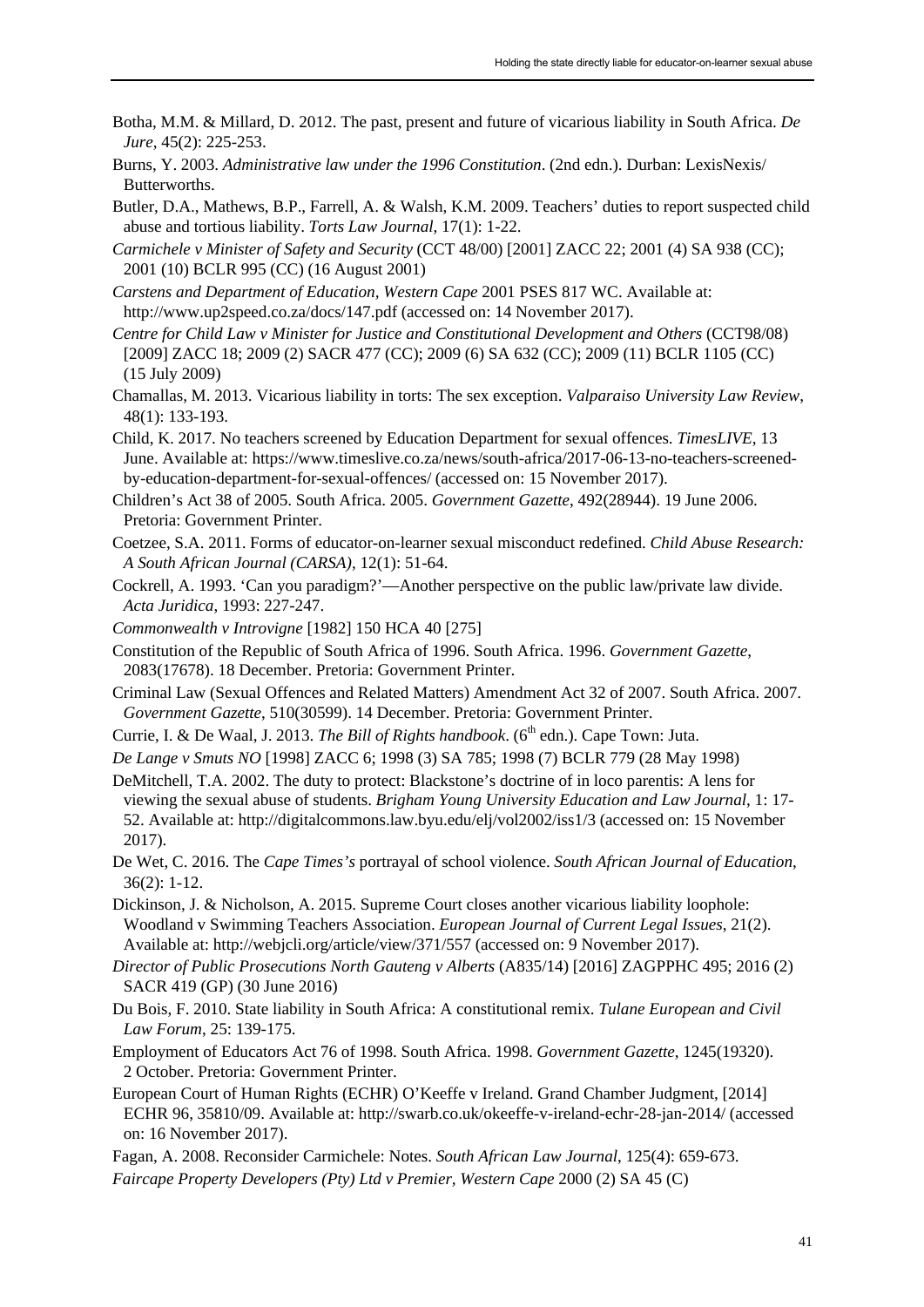Botha, M.M. & Millard, D. 2012. The past, present and future of vicarious liability in South Africa. *De Jure*, 45(2): 225-253.

Burns, Y. 2003. *Administrative law under the 1996 Constitution*. (2nd edn.). Durban: LexisNexis/ Butterworths.

Butler, D.A., Mathews, B.P., Farrell, A. & Walsh, K.M. 2009. Teachers' duties to report suspected child abuse and tortious liability. *Torts Law Journal*, 17(1): 1-22.

*Carmichele v Minister of Safety and Security* (CCT 48/00) [2001] ZACC 22; 2001 (4) SA 938 (CC); 2001 (10) BCLR 995 (CC) (16 August 2001)

*Carstens and Department of Education, Western Cape* 2001 PSES 817 WC. Available at: http://www.up2speed.co.za/docs/147.pdf (accessed on: 14 November 2017).

*Centre for Child Law v Minister for Justice and Constitutional Development and Others* (CCT98/08) [2009] ZACC 18; 2009 (2) SACR 477 (CC); 2009 (6) SA 632 (CC); 2009 (11) BCLR 1105 (CC) (15 July 2009)

Chamallas, M. 2013. Vicarious liability in torts: The sex exception. *Valparaiso University Law Review*, 48(1): 133-193.

Child, K. 2017. No teachers screened by Education Department for sexual offences. *TimesLIVE*, 13 June. Available at: https://www.timeslive.co.za/news/south-africa/2017-06-13-no-teachers-screened-by-education-department-for-sexual-offences/ (accessed on: 15 November 2017).

Children's Act 38 of 2005. South Africa. 2005. *Government Gazette*, 492(28944). 19 June 2006. Pretoria: Government Printer.

Coetzee, S.A. 2011. Forms of educator-on-learner sexual misconduct redefined. *Child Abuse Research: A South African Journal (CARSA)*, 12(1): 51-64.

Cockrell, A. 1993. 'Can you paradigm?'—Another perspective on the public law/private law divide. *Acta Juridica*, 1993: 227-247.

*Commonwealth v Introvigne* [1982] 150 HCA 40 [275]

Constitution of the Republic of South Africa of 1996. South Africa. 1996. *Government Gazette*, 2083(17678). 18 December. Pretoria: Government Printer.

Criminal Law (Sexual Offences and Related Matters) Amendment Act 32 of 2007. South Africa. 2007. *Government Gazette*, 510(30599). 14 December. Pretoria: Government Printer.

Currie, I. & De Waal, J. 2013. *The Bill of Rights handbook*. (6th edn.). Cape Town: Juta.

*De Lange v Smuts NO* [1998] ZACC 6; 1998 (3) SA 785; 1998 (7) BCLR 779 (28 May 1998)

DeMitchell, T.A. 2002. The duty to protect: Blackstone's doctrine of in loco parentis: A lens for viewing the sexual abuse of students. *Brigham Young University Education and Law Journal*, 1: 17-52. Available at: http://digitalcommons.law.byu.edu/elj/vol2002/iss1/3 (accessed on: 15 November 2017).

De Wet, C. 2016. The *Cape Times's* portrayal of school violence. *South African Journal of Education*, 36(2): 1-12.

Dickinson, J. & Nicholson, A. 2015. Supreme Court closes another vicarious liability loophole: Woodland v Swimming Teachers Association. *European Journal of Current Legal Issues*, 21(2). Available at: http://webjcli.org/article/view/371/557 (accessed on: 9 November 2017).

*Director of Public Prosecutions North Gauteng v Alberts* (A835/14) [2016] ZAGPPHC 495; 2016 (2) SACR 419 (GP) (30 June 2016)

Du Bois, F. 2010. State liability in South Africa: A constitutional remix. *Tulane European and Civil Law Forum*, 25: 139-175.

Employment of Educators Act 76 of 1998. South Africa. 1998. *Government Gazette*, 1245(19320). 2 October. Pretoria: Government Printer.

European Court of Human Rights (ECHR) O'Keeffe v Ireland. Grand Chamber Judgment, [2014] ECHR 96, 35810/09. Available at: http://swarb.co.uk/okeeffe-v-ireland-echr-28-jan-2014/ (accessed on: 16 November 2017).

Fagan, A. 2008. Reconsider Carmichele: Notes. *South African Law Journal*, 125(4): 659-673.

*Faircape Property Developers (Pty) Ltd v Premier, Western Cape* 2000 (2) SA 45 (C)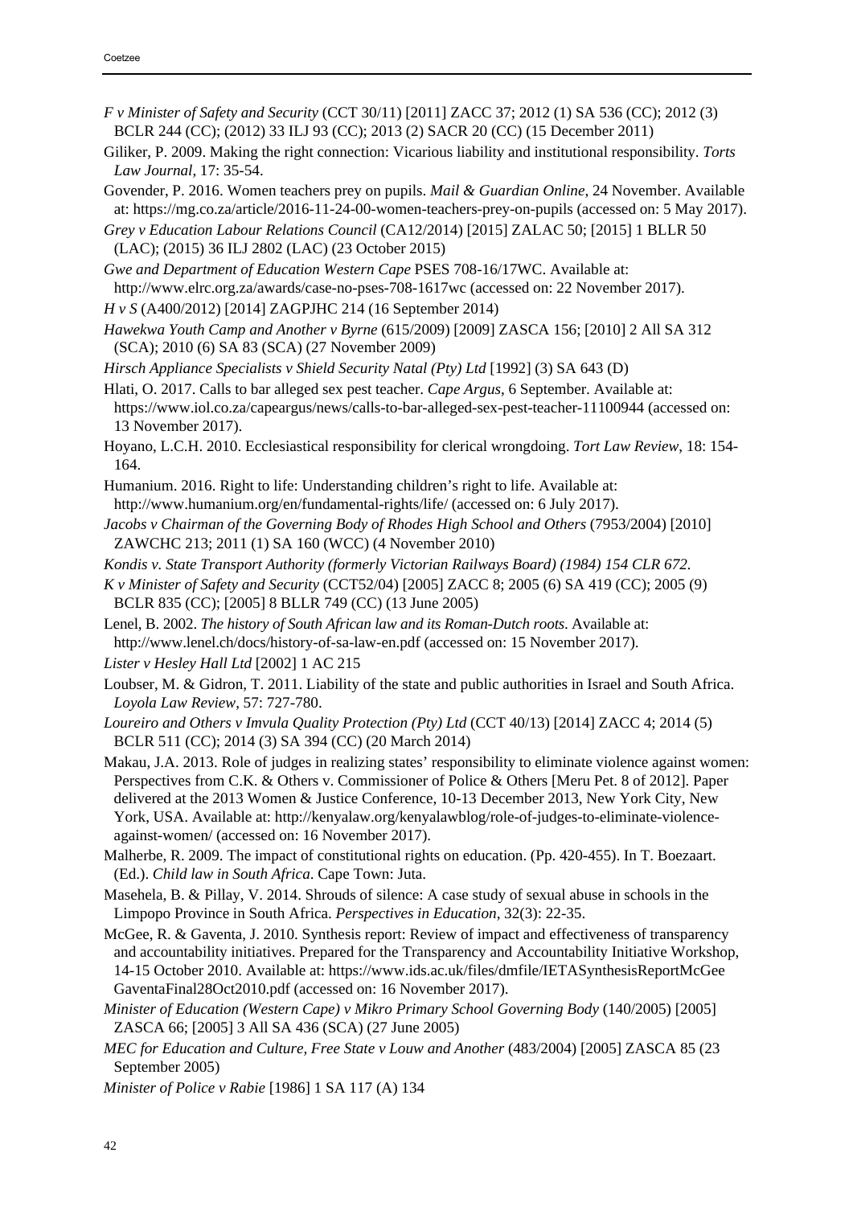*F v Minister of Safety and Security* (CCT 30/11) [2011] ZACC 37; 2012 (1) SA 536 (CC); 2012 (3) BCLR 244 (CC); (2012) 33 ILJ 93 (CC); 2013 (2) SACR 20 (CC) (15 December 2011)

Giliker, P. 2009. Making the right connection: Vicarious liability and institutional responsibility. *Torts Law Journal*, 17: 35-54.

Govender, P. 2016. Women teachers prey on pupils. *Mail & Guardian Online*, 24 November. Available at: https://mg.co.za/article/2016-11-24-00-women-teachers-prey-on-pupils (accessed on: 5 May 2017).

*Grey v Education Labour Relations Council* (CA12/2014) [2015] ZALAC 50; [2015] 1 BLLR 50 (LAC); (2015) 36 ILJ 2802 (LAC) (23 October 2015)

*Gwe and Department of Education Western Cape* PSES 708-16/17WC. Available at: http://www.elrc.org.za/awards/case-no-pses-708-1617wc (accessed on: 22 November 2017).

*H v S* (A400/2012) [2014] ZAGPJHC 214 (16 September 2014)

*Hawekwa Youth Camp and Another v Byrne* (615/2009) [2009] ZASCA 156; [2010] 2 All SA 312 (SCA); 2010 (6) SA 83 (SCA) (27 November 2009)

*Hirsch Appliance Specialists v Shield Security Natal (Pty) Ltd* [1992] (3) SA 643 (D)

Hlati, O. 2017. Calls to bar alleged sex pest teacher. *Cape Argus*, 6 September. Available at: https://www.iol.co.za/capeargus/news/calls-to-bar-alleged-sex-pest-teacher-11100944 (accessed on: 13 November 2017).

Hoyano, L.C.H. 2010. Ecclesiastical responsibility for clerical wrongdoing. *Tort Law Review*, 18: 154-164.

Humanium. 2016. Right to life: Understanding children's right to life. Available at: http://www.humanium.org/en/fundamental-rights/life/ (accessed on: 6 July 2017).

*Jacobs v Chairman of the Governing Body of Rhodes High School and Others* (7953/2004) [2010] ZAWCHC 213; 2011 (1) SA 160 (WCC) (4 November 2010)

*Kondis v. State Transport Authority (formerly Victorian Railways Board) (1984) 154 CLR 672.*

*K v Minister of Safety and Security* (CCT52/04) [2005] ZACC 8; 2005 (6) SA 419 (CC); 2005 (9) BCLR 835 (CC); [2005] 8 BLLR 749 (CC) (13 June 2005)

Lenel, B. 2002. *The history of South African law and its Roman-Dutch roots*. Available at: http://www.lenel.ch/docs/history-of-sa-law-en.pdf (accessed on: 15 November 2017).

*Lister v Hesley Hall Ltd* [2002] 1 AC 215

Loubser, M. & Gidron, T. 2011. Liability of the state and public authorities in Israel and South Africa. *Loyola Law Review*, 57: 727-780.

*Loureiro and Others v Imvula Quality Protection (Pty) Ltd* (CCT 40/13) [2014] ZACC 4; 2014 (5) BCLR 511 (CC); 2014 (3) SA 394 (CC) (20 March 2014)

Makau, J.A. 2013. Role of judges in realizing states' responsibility to eliminate violence against women: Perspectives from C.K. & Others v. Commissioner of Police & Others [Meru Pet. 8 of 2012]. Paper delivered at the 2013 Women & Justice Conference, 10-13 December 2013, New York City, New York, USA. Available at: http://kenyalaw.org/kenyalawblog/role-of-judges-to-eliminate-violence-against-women/ (accessed on: 16 November 2017).

Malherbe, R. 2009. The impact of constitutional rights on education. (Pp. 420-455). In T. Boezaart. (Ed.). *Child law in South Africa*. Cape Town: Juta.

Masehela, B. & Pillay, V. 2014. Shrouds of silence: A case study of sexual abuse in schools in the Limpopo Province in South Africa. *Perspectives in Education*, 32(3): 22-35.

McGee, R. & Gaventa, J. 2010. Synthesis report: Review of impact and effectiveness of transparency and accountability initiatives. Prepared for the Transparency and Accountability Initiative Workshop, 14-15 October 2010. Available at: https://www.ids.ac.uk/files/dmfile/IETASynthesisReportMcGeeGaventaFinal28Oct2010.pdf (accessed on: 16 November 2017).

*Minister of Education (Western Cape) v Mikro Primary School Governing Body* (140/2005) [2005] ZASCA 66; [2005] 3 All SA 436 (SCA) (27 June 2005)

*MEC for Education and Culture, Free State v Louw and Another* (483/2004) [2005] ZASCA 85 (23 September 2005)

*Minister of Police v Rabie* [1986] 1 SA 117 (A) 134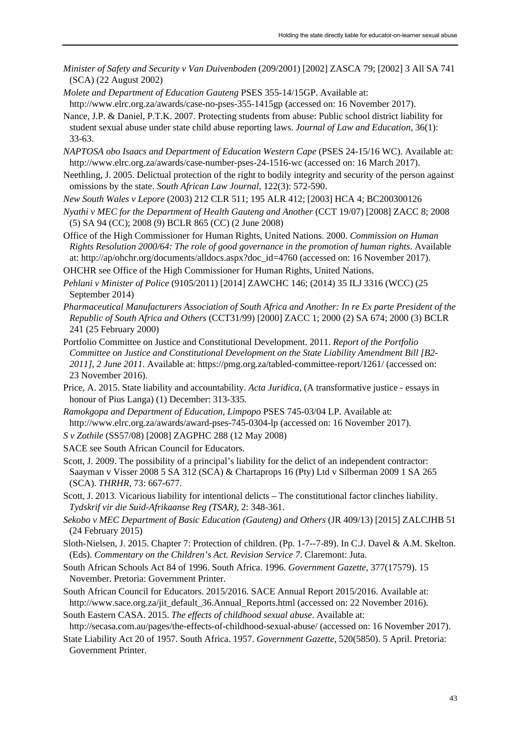*Minister of Safety and Security v Van Duivenboden* (209/2001) [2002] ZASCA 79; [2002] 3 All SA 741 (SCA) (22 August 2002)

*Molete and Department of Education Gauteng* PSES 355-14/15GP. Available at: http://www.elrc.org.za/awards/case-no-pses-355-1415gp (accessed on: 16 November 2017).

Nance, J.P. & Daniel, P.T.K. 2007. Protecting students from abuse: Public school district liability for student sexual abuse under state child abuse reporting laws. *Journal of Law and Education*, 36(1): 33-63.

*NAPTOSA obo Isaacs and Department of Education Western Cape* (PSES 24-15/16 WC). Available at: http://www.elrc.org.za/awards/case-number-pses-24-1516-wc (accessed on: 16 March 2017).

Neethling, J. 2005. Delictual protection of the right to bodily integrity and security of the person against omissions by the state. *South African Law Journal*, 122(3): 572-590.

*New South Wales v Lepore* (2003) 212 CLR 511; 195 ALR 412; [2003] HCA 4; BC200300126

*Nyathi v MEC for the Department of Health Gauteng and Another* (CCT 19/07) [2008] ZACC 8; 2008 (5) SA 94 (CC); 2008 (9) BCLR 865 (CC) (2 June 2008)

Office of the High Commissioner for Human Rights, United Nations. 2000. *Commission on Human Rights Resolution 2000/64: The role of good governance in the promotion of human rights*. Available at: http://ap/ohchr.org/documents/alldocs.aspx?doc_id=4760 (accessed on: 16 November 2017).

OHCHR see Office of the High Commissioner for Human Rights, United Nations.

*Pehlani v Minister of Police* (9105/2011) [2014] ZAWCHC 146; (2014) 35 ILJ 3316 (WCC) (25 September 2014)

*Pharmaceutical Manufacturers Association of South Africa and Another: In re Ex parte President of the Republic of South Africa and Others* (CCT31/99) [2000] ZACC 1; 2000 (2) SA 674; 2000 (3) BCLR 241 (25 February 2000)

Portfolio Committee on Justice and Constitutional Development. 2011. *Report of the Portfolio Committee on Justice and Constitutional Development on the State Liability Amendment Bill [B2-2011], 2 June 2011*. Available at: https://pmg.org.za/tabled-committee-report/1261/ (accessed on: 23 November 2016).

Price, A. 2015. State liability and accountability. *Acta Juridica*, (A transformative justice - essays in honour of Pius Langa) (1) December: 313-335.

*Ramokgopa and Department of Education, Limpopo* PSES 745-03/04 LP. Available at: http://www.elrc.org.za/awards/award-pses-745-0304-lp (accessed on: 16 November 2017).

*S v Zothile* (SS57/08) [2008] ZAGPHC 288 (12 May 2008)

SACE see South African Council for Educators.

Scott, J. 2009. The possibility of a principal's liability for the delict of an independent contractor: Saayman v Visser 2008 5 SA 312 (SCA) & Chartaprops 16 (Pty) Ltd v Silberman 2009 1 SA 265 (SCA). *THRHR*, 73: 667-677.

Scott, J. 2013. Vicarious liability for intentional delicts – The constitutional factor clinches liability. *Tydskrif vir die Suid-Afrikaanse Reg (TSAR)*, 2: 348-361.

*Sekobo v MEC Department of Basic Education (Gauteng) and Others* (JR 409/13) [2015] ZALCJHB 51 (24 February 2015)

Sloth-Nielsen, J. 2015. Chapter 7: Protection of children. (Pp. 1-7--7-89). In C.J. Davel & A.M. Skelton. (Eds). *Commentary on the Children's Act. Revision Service 7*. Claremont: Juta.

South African Schools Act 84 of 1996. South Africa. 1996. *Government Gazette*, 377(17579). 15 November. Pretoria: Government Printer.

South African Council for Educators. 2015/2016. SACE Annual Report 2015/2016. Available at: http://www.sace.org.za/jit_default_36.Annual_Reports.html (accessed on: 22 November 2016).

South Eastern CASA. 2015. *The effects of childhood sexual abuse*. Available at: http://secasa.com.au/pages/the-effects-of-childhood-sexual-abuse/ (accessed on: 16 November 2017).

State Liability Act 20 of 1957. South Africa. 1957. *Government Gazette*, 520(5850). 5 April. Pretoria: Government Printer.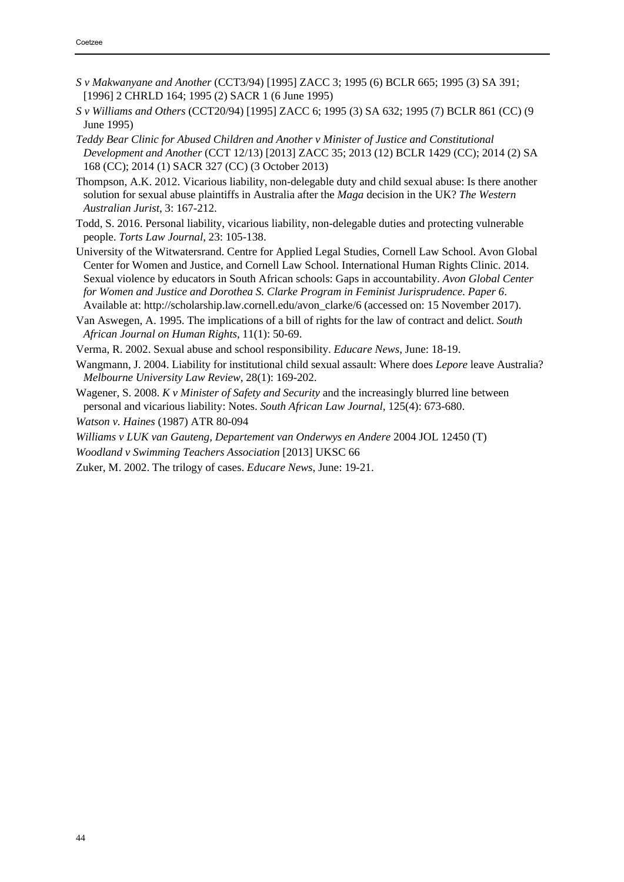*S v Makwanyane and Another* (CCT3/94) [1995] ZACC 3; 1995 (6) BCLR 665; 1995 (3) SA 391; [1996] 2 CHRLD 164; 1995 (2) SACR 1 (6 June 1995)

*S v Williams and Others* (CCT20/94) [1995] ZACC 6; 1995 (3) SA 632; 1995 (7) BCLR 861 (CC) (9 June 1995)

*Teddy Bear Clinic for Abused Children and Another v Minister of Justice and Constitutional Development and Another* (CCT 12/13) [2013] ZACC 35; 2013 (12) BCLR 1429 (CC); 2014 (2) SA 168 (CC); 2014 (1) SACR 327 (CC) (3 October 2013)

Thompson, A.K. 2012. Vicarious liability, non-delegable duty and child sexual abuse: Is there another solution for sexual abuse plaintiffs in Australia after the *Maga* decision in the UK? *The Western Australian Jurist*, 3: 167-212.

Todd, S. 2016. Personal liability, vicarious liability, non-delegable duties and protecting vulnerable people. *Torts Law Journal*, 23: 105-138.

University of the Witwatersrand. Centre for Applied Legal Studies, Cornell Law School. Avon Global Center for Women and Justice, and Cornell Law School. International Human Rights Clinic. 2014. Sexual violence by educators in South African schools: Gaps in accountability. *Avon Global Center for Women and Justice and Dorothea S. Clarke Program in Feminist Jurisprudence. Paper 6*. Available at: http://scholarship.law.cornell.edu/avon_clarke/6 (accessed on: 15 November 2017).

Van Aswegen, A. 1995. The implications of a bill of rights for the law of contract and delict. *South African Journal on Human Rights*, 11(1): 50-69.

Verma, R. 2002. Sexual abuse and school responsibility. *Educare News*, June: 18-19.

Wangmann, J. 2004. Liability for institutional child sexual assault: Where does *Lepore* leave Australia? *Melbourne University Law Review*, 28(1): 169-202.

Wagener, S. 2008. *K v Minister of Safety and Security* and the increasingly blurred line between personal and vicarious liability: Notes. *South African Law Journal*, 125(4): 673-680.

*Watson v. Haines* (1987) ATR 80-094

*Williams v LUK van Gauteng, Departement van Onderwys en Andere* 2004 JOL 12450 (T)

*Woodland v Swimming Teachers Association* [2013] UKSC 66

Zuker, M. 2002. The trilogy of cases. *Educare News*, June: 19-21.